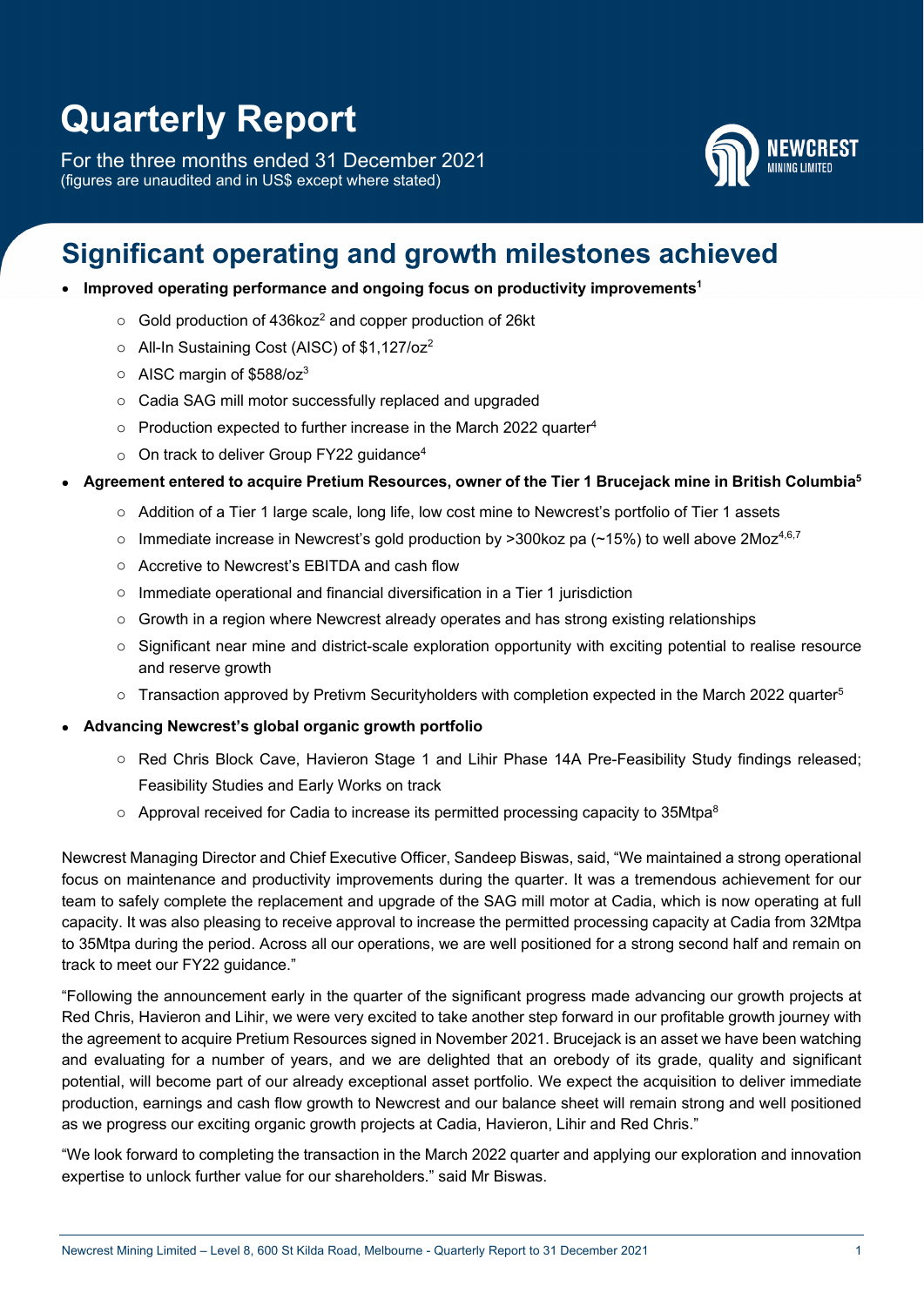# Quarterly Report

For the three months ended 31 December 2021
(figures are unaudited and in US$ except where stated)

## Significant operating and growth milestones achieved

- **Improved operating performance and ongoing focus on productivity improvements[1]**
  - Gold production of 436koz[2] and copper production of 26kt
  - All-In Sustaining Cost (AISC) of $1,127/oz[2]
  - AISC margin of $588/oz[3]
  - Cadia SAG mill motor successfully replaced and upgraded
  - Production expected to further increase in the March 2022 quarter[4]
  - On track to deliver Group FY22 guidance[4]
- **Agreement entered to acquire Pretium Resources, owner of the Tier 1 Brucejack mine in British Columbia[5]**
  - Addition of a Tier 1 large scale, long life, low cost mine to Newcrest's portfolio of Tier 1 assets
  - Immediate increase in Newcrest's gold production by >300koz pa (~15%) to well above 2Moz[4,6,7]
  - Accretive to Newcrest's EBITDA and cash flow
  - Immediate operational and financial diversification in a Tier 1 jurisdiction
  - Growth in a region where Newcrest already operates and has strong existing relationships
  - Significant near mine and district-scale exploration opportunity with exciting potential to realise resource and reserve growth
  - Transaction approved by Pretivm Securityholders with completion expected in the March 2022 quarter[5]
- **Advancing Newcrest's global organic growth portfolio**
  - Red Chris Block Cave, Havieron Stage 1 and Lihir Phase 14A Pre-Feasibility Study findings released; Feasibility Studies and Early Works on track
  - Approval received for Cadia to increase its permitted processing capacity to 35Mtpa[8]

Newcrest Managing Director and Chief Executive Officer, Sandeep Biswas, said, "We maintained a strong operational focus on maintenance and productivity improvements during the quarter. It was a tremendous achievement for our team to safely complete the replacement and upgrade of the SAG mill motor at Cadia, which is now operating at full capacity. It was also pleasing to receive approval to increase the permitted processing capacity at Cadia from 32Mtpa to 35Mtpa during the period. Across all our operations, we are well positioned for a strong second half and remain on track to meet our FY22 guidance."

"Following the announcement early in the quarter of the significant progress made advancing our growth projects at Red Chris, Havieron and Lihir, we were very excited to take another step forward in our profitable growth journey with the agreement to acquire Pretium Resources signed in November 2021. Brucejack is an asset we have been watching and evaluating for a number of years, and we are delighted that an orebody of its grade, quality and significant potential, will become part of our already exceptional asset portfolio. We expect the acquisition to deliver immediate production, earnings and cash flow growth to Newcrest and our balance sheet will remain strong and well positioned as we progress our exciting organic growth projects at Cadia, Havieron, Lihir and Red Chris."

"We look forward to completing the transaction in the March 2022 quarter and applying our exploration and innovation expertise to unlock further value for our shareholders." said Mr Biswas.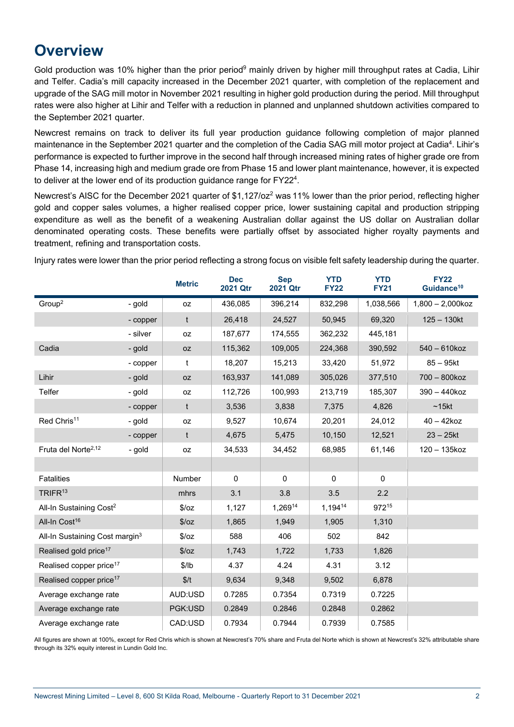# Overview

Gold production was 10% higher than the prior period[9] mainly driven by higher mill throughput rates at Cadia, Lihir and Telfer. Cadia's mill capacity increased in the December 2021 quarter, with completion of the replacement and upgrade of the SAG mill motor in November 2021 resulting in higher gold production during the period. Mill throughput rates were also higher at Lihir and Telfer with a reduction in planned and unplanned shutdown activities compared to the September 2021 quarter.

Newcrest remains on track to deliver its full year production guidance following completion of major planned maintenance in the September 2021 quarter and the completion of the Cadia SAG mill motor project at Cadia[4]. Lihir's performance is expected to further improve in the second half through increased mining rates of higher grade ore from Phase 14, increasing high and medium grade ore from Phase 15 and lower plant maintenance, however, it is expected to deliver at the lower end of its production guidance range for FY22[4].

Newcrest's AISC for the December 2021 quarter of $1,127/oz[2] was 11% lower than the prior period, reflecting higher gold and copper sales volumes, a higher realised copper price, lower sustaining capital and production stripping expenditure as well as the benefit of a weakening Australian dollar against the US dollar on Australian dollar denominated operating costs. These benefits were partially offset by associated higher royalty payments and treatment, refining and transportation costs.

Injury rates were lower than the prior period reflecting a strong focus on visible felt safety leadership during the quarter.

| | | Metric | Dec 2021 Qtr | Sep 2021 Qtr | YTD FY22 | YTD FY21 | FY22 Guidance[10] |
|---|---|---|---|---|---|---|---|
| Group[2] | - gold | oz | 436,085 | 396,214 | 832,298 | 1,038,566 | 1,800 – 2,000koz |
| | - copper | t | 26,418 | 24,527 | 50,945 | 69,320 | 125 – 130kt |
| | - silver | oz | 187,677 | 174,555 | 362,232 | 445,181 | |
| Cadia | - gold | oz | 115,362 | 109,005 | 224,368 | 390,592 | 540 – 610koz |
| | - copper | t | 18,207 | 15,213 | 33,420 | 51,972 | 85 – 95kt |
| Lihir | - gold | oz | 163,937 | 141,089 | 305,026 | 377,510 | 700 – 800koz |
| Telfer | - gold | oz | 112,726 | 100,993 | 213,719 | 185,307 | 390 – 440koz |
| | - copper | t | 3,536 | 3,838 | 7,375 | 4,826 | ~15kt |
| Red Chris[11] | - gold | oz | 9,527 | 10,674 | 20,201 | 24,012 | 40 – 42koz |
| | - copper | t | 4,675 | 5,475 | 10,150 | 12,521 | 23 – 25kt |
| Fruta del Norte[2,12] | - gold | oz | 34,533 | 34,452 | 68,985 | 61,146 | 120 – 135koz |
| | | | | | | | |
| Fatalities | | Number | 0 | 0 | 0 | 0 | |
| TRIFR[13] | | mhrs | 3.1 | 3.8 | 3.5 | 2.2 | |
| All-In Sustaining Cost[2] | | $/oz | 1,127 | 1,269[14] | 1,194[14] | 972[15] | |
| All-In Cost[16] | | $/oz | 1,865 | 1,949 | 1,905 | 1,310 | |
| All-In Sustaining Cost margin[3] | | $/oz | 588 | 406 | 502 | 842 | |
| Realised gold price[17] | | $/oz | 1,743 | 1,722 | 1,733 | 1,826 | |
| Realised copper price[17] | | $/lb | 4.37 | 4.24 | 4.31 | 3.12 | |
| Realised copper price[17] | | $/t | 9,634 | 9,348 | 9,502 | 6,878 | |
| Average exchange rate | | AUD:USD | 0.7285 | 0.7354 | 0.7319 | 0.7225 | |
| Average exchange rate | | PGK:USD | 0.2849 | 0.2846 | 0.2848 | 0.2862 | |
| Average exchange rate | | CAD:USD | 0.7934 | 0.7944 | 0.7939 | 0.7585 | |

All figures are shown at 100%, except for Red Chris which is shown at Newcrest's 70% share and Fruta del Norte which is shown at Newcrest's 32% attributable share through its 32% equity interest in Lundin Gold Inc.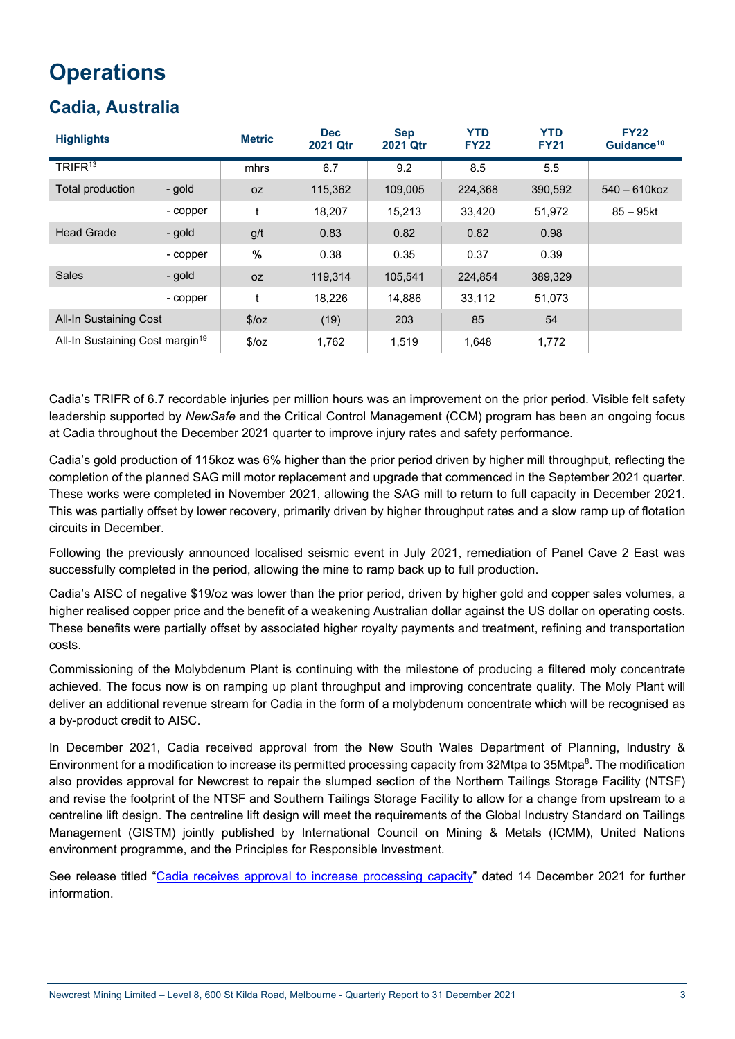# Operations

## Cadia, Australia

| Highlights | | Metric | Dec 2021 Qtr | Sep 2021 Qtr | YTD FY22 | YTD FY21 | FY22 Guidance[10] |
|---|---|---|---|---|---|---|---|
| TRIFR[13] | | mhrs | 6.7 | 9.2 | 8.5 | 5.5 | |
| Total production | - gold | oz | 115,362 | 109,005 | 224,368 | 390,592 | 540 – 610koz |
| | - copper | t | 18,207 | 15,213 | 33,420 | 51,972 | 85 – 95kt |
| Head Grade | - gold | g/t | 0.83 | 0.82 | 0.82 | 0.98 | |
| | - copper | % | 0.38 | 0.35 | 0.37 | 0.39 | |
| Sales | - gold | oz | 119,314 | 105,541 | 224,854 | 389,329 | |
| | - copper | t | 18,226 | 14,886 | 33,112 | 51,073 | |
| All-In Sustaining Cost | | $/oz | (19) | 203 | 85 | 54 | |
| All-In Sustaining Cost margin[19] | | $/oz | 1,762 | 1,519 | 1,648 | 1,772 | |

Cadia's TRIFR of 6.7 recordable injuries per million hours was an improvement on the prior period. Visible felt safety leadership supported by *NewSafe* and the Critical Control Management (CCM) program has been an ongoing focus at Cadia throughout the December 2021 quarter to improve injury rates and safety performance.

Cadia's gold production of 115koz was 6% higher than the prior period driven by higher mill throughput, reflecting the completion of the planned SAG mill motor replacement and upgrade that commenced in the September 2021 quarter. These works were completed in November 2021, allowing the SAG mill to return to full capacity in December 2021. This was partially offset by lower recovery, primarily driven by higher throughput rates and a slow ramp up of flotation circuits in December.

Following the previously announced localised seismic event in July 2021, remediation of Panel Cave 2 East was successfully completed in the period, allowing the mine to ramp back up to full production.

Cadia's AISC of negative $19/oz was lower than the prior period, driven by higher gold and copper sales volumes, a higher realised copper price and the benefit of a weakening Australian dollar against the US dollar on operating costs. These benefits were partially offset by associated higher royalty payments and treatment, refining and transportation costs.

Commissioning of the Molybdenum Plant is continuing with the milestone of producing a filtered moly concentrate achieved. The focus now is on ramping up plant throughput and improving concentrate quality. The Moly Plant will deliver an additional revenue stream for Cadia in the form of a molybdenum concentrate which will be recognised as a by-product credit to AISC.

In December 2021, Cadia received approval from the New South Wales Department of Planning, Industry & Environment for a modification to increase its permitted processing capacity from 32Mtpa to 35Mtpa[8]. The modification also provides approval for Newcrest to repair the slumped section of the Northern Tailings Storage Facility (NTSF) and revise the footprint of the NTSF and Southern Tailings Storage Facility to allow for a change from upstream to a centreline lift design. The centreline lift design will meet the requirements of the Global Industry Standard on Tailings Management (GISTM) jointly published by International Council on Mining & Metals (ICMM), United Nations environment programme, and the Principles for Responsible Investment.

See release titled "Cadia receives approval to increase processing capacity" dated 14 December 2021 for further information.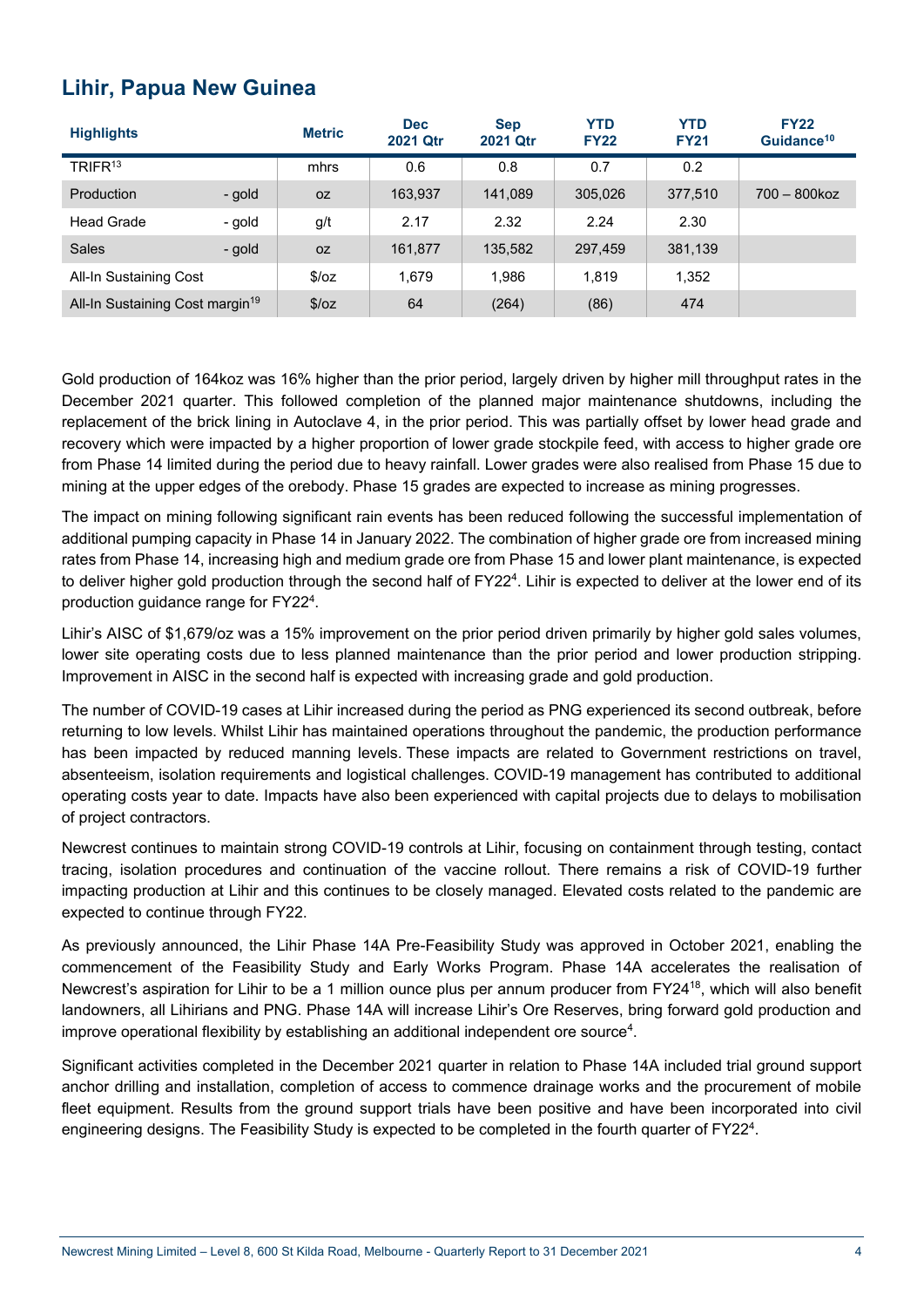## Lihir, Papua New Guinea

| Highlights | | Metric | Dec 2021 Qtr | Sep 2021 Qtr | YTD FY22 | YTD FY21 | FY22 Guidance[10] |
|---|---|---|---|---|---|---|---|
| TRIFR[13] | | mhrs | 0.6 | 0.8 | 0.7 | 0.2 | |
| Production | - gold | oz | 163,937 | 141,089 | 305,026 | 377,510 | 700 – 800koz |
| Head Grade | - gold | g/t | 2.17 | 2.32 | 2.24 | 2.30 | |
| Sales | - gold | oz | 161,877 | 135,582 | 297,459 | 381,139 | |
| All-In Sustaining Cost | | $/oz | 1,679 | 1,986 | 1,819 | 1,352 | |
| All-In Sustaining Cost margin[19] | | $/oz | 64 | (264) | (86) | 474 | |

Gold production of 164koz was 16% higher than the prior period, largely driven by higher mill throughput rates in the December 2021 quarter. This followed completion of the planned major maintenance shutdowns, including the replacement of the brick lining in Autoclave 4, in the prior period. This was partially offset by lower head grade and recovery which were impacted by a higher proportion of lower grade stockpile feed, with access to higher grade ore from Phase 14 limited during the period due to heavy rainfall. Lower grades were also realised from Phase 15 due to mining at the upper edges of the orebody. Phase 15 grades are expected to increase as mining progresses.

The impact on mining following significant rain events has been reduced following the successful implementation of additional pumping capacity in Phase 14 in January 2022. The combination of higher grade ore from increased mining rates from Phase 14, increasing high and medium grade ore from Phase 15 and lower plant maintenance, is expected to deliver higher gold production through the second half of FY22[4]. Lihir is expected to deliver at the lower end of its production guidance range for FY22[4].

Lihir's AISC of $1,679/oz was a 15% improvement on the prior period driven primarily by higher gold sales volumes, lower site operating costs due to less planned maintenance than the prior period and lower production stripping. Improvement in AISC in the second half is expected with increasing grade and gold production.

The number of COVID-19 cases at Lihir increased during the period as PNG experienced its second outbreak, before returning to low levels. Whilst Lihir has maintained operations throughout the pandemic, the production performance has been impacted by reduced manning levels. These impacts are related to Government restrictions on travel, absenteeism, isolation requirements and logistical challenges. COVID-19 management has contributed to additional operating costs year to date. Impacts have also been experienced with capital projects due to delays to mobilisation of project contractors.

Newcrest continues to maintain strong COVID-19 controls at Lihir, focusing on containment through testing, contact tracing, isolation procedures and continuation of the vaccine rollout. There remains a risk of COVID-19 further impacting production at Lihir and this continues to be closely managed. Elevated costs related to the pandemic are expected to continue through FY22.

As previously announced, the Lihir Phase 14A Pre-Feasibility Study was approved in October 2021, enabling the commencement of the Feasibility Study and Early Works Program. Phase 14A accelerates the realisation of Newcrest's aspiration for Lihir to be a 1 million ounce plus per annum producer from FY24[18], which will also benefit landowners, all Lihirians and PNG. Phase 14A will increase Lihir's Ore Reserves, bring forward gold production and improve operational flexibility by establishing an additional independent ore source[4].

Significant activities completed in the December 2021 quarter in relation to Phase 14A included trial ground support anchor drilling and installation, completion of access to commence drainage works and the procurement of mobile fleet equipment. Results from the ground support trials have been positive and have been incorporated into civil engineering designs. The Feasibility Study is expected to be completed in the fourth quarter of FY22[4].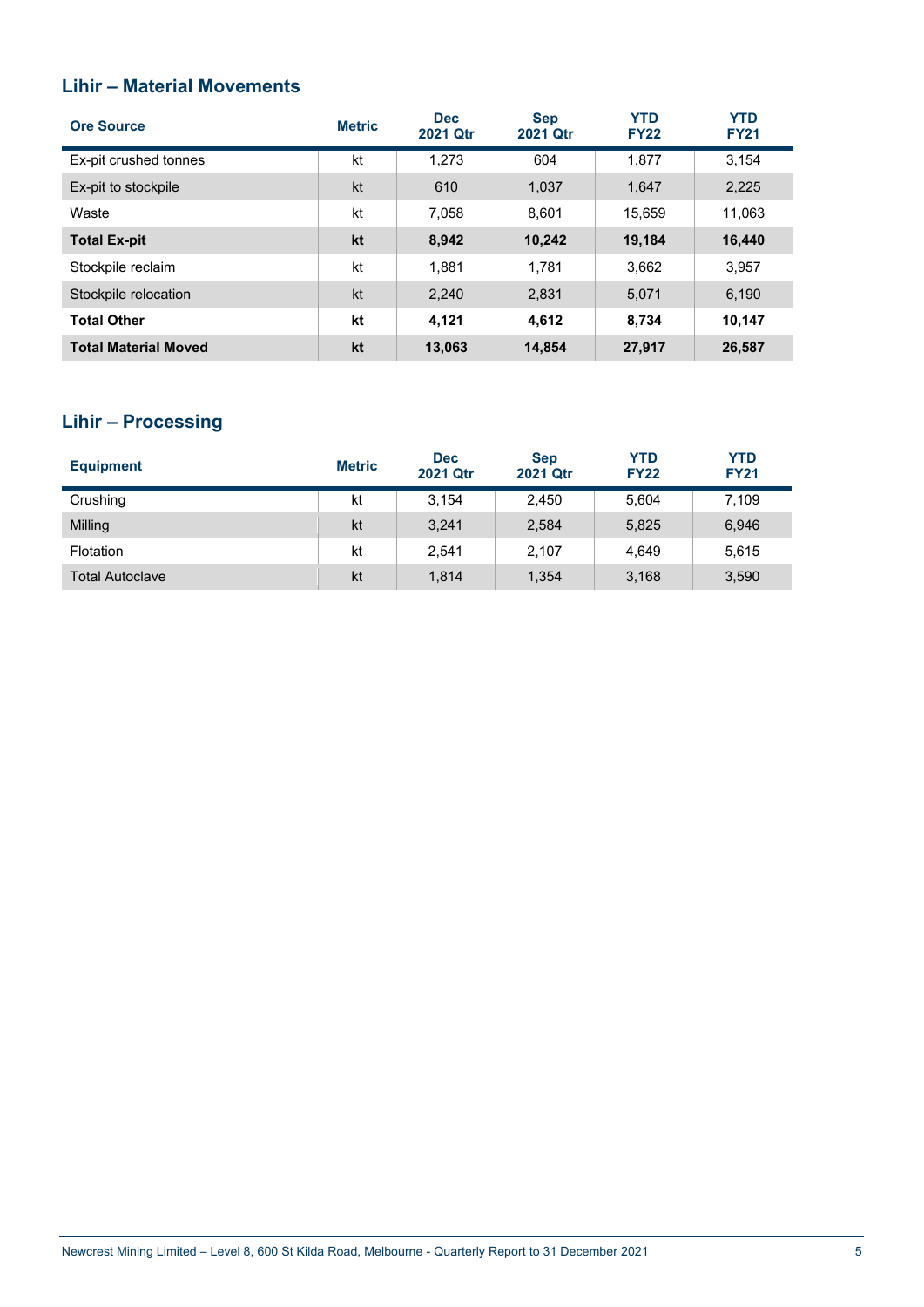## Lihir – Material Movements

| Ore Source | Metric | Dec 2021 Qtr | Sep 2021 Qtr | YTD FY22 | YTD FY21 |
|---|---|---|---|---|---|
| Ex-pit crushed tonnes | kt | 1,273 | 604 | 1,877 | 3,154 |
| Ex-pit to stockpile | kt | 610 | 1,037 | 1,647 | 2,225 |
| Waste | kt | 7,058 | 8,601 | 15,659 | 11,063 |
| **Total Ex-pit** | **kt** | **8,942** | **10,242** | **19,184** | **16,440** |
| Stockpile reclaim | kt | 1,881 | 1,781 | 3,662 | 3,957 |
| Stockpile relocation | kt | 2,240 | 2,831 | 5,071 | 6,190 |
| **Total Other** | **kt** | **4,121** | **4,612** | **8,734** | **10,147** |
| **Total Material Moved** | **kt** | **13,063** | **14,854** | **27,917** | **26,587** |

## Lihir – Processing

| Equipment | Metric | Dec 2021 Qtr | Sep 2021 Qtr | YTD FY22 | YTD FY21 |
|---|---|---|---|---|---|
| Crushing | kt | 3,154 | 2,450 | 5,604 | 7,109 |
| Milling | kt | 3,241 | 2,584 | 5,825 | 6,946 |
| Flotation | kt | 2,541 | 2,107 | 4,649 | 5,615 |
| Total Autoclave | kt | 1,814 | 1,354 | 3,168 | 3,590 |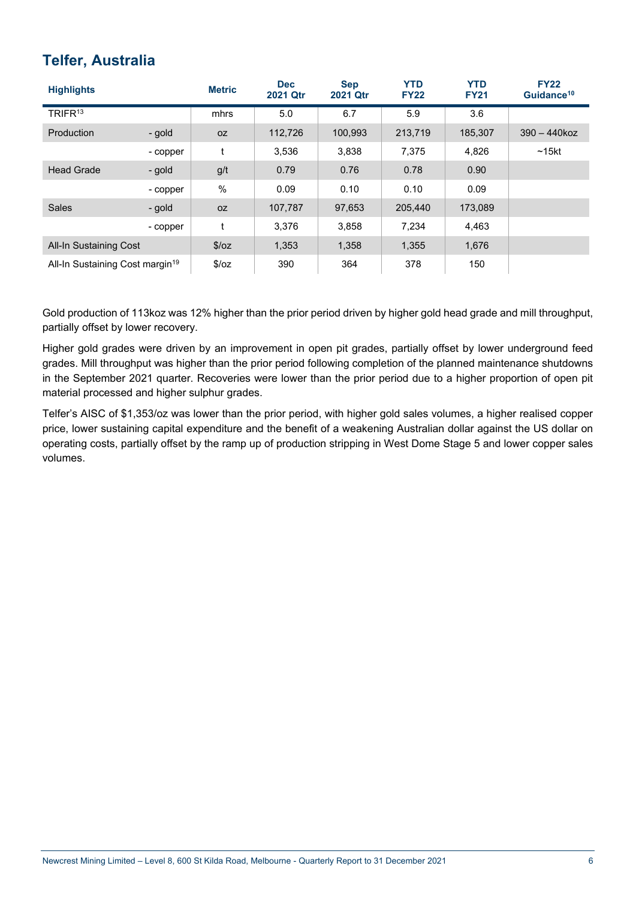## Telfer, Australia

| Highlights | | Metric | Dec 2021 Qtr | Sep 2021 Qtr | YTD FY22 | YTD FY21 | FY22 Guidance[10] |
|---|---|---|---|---|---|---|---|
| TRIFR[13] | | mhrs | 5.0 | 6.7 | 5.9 | 3.6 | |
| Production | - gold | oz | 112,726 | 100,993 | 213,719 | 185,307 | 390 – 440koz |
| | - copper | t | 3,536 | 3,838 | 7,375 | 4,826 | ~15kt |
| Head Grade | - gold | g/t | 0.79 | 0.76 | 0.78 | 0.90 | |
| | - copper | % | 0.09 | 0.10 | 0.10 | 0.09 | |
| Sales | - gold | oz | 107,787 | 97,653 | 205,440 | 173,089 | |
| | - copper | t | 3,376 | 3,858 | 7,234 | 4,463 | |
| All-In Sustaining Cost | | $/oz | 1,353 | 1,358 | 1,355 | 1,676 | |
| All-In Sustaining Cost margin[19] | | $/oz | 390 | 364 | 378 | 150 | |

Gold production of 113koz was 12% higher than the prior period driven by higher gold head grade and mill throughput, partially offset by lower recovery.

Higher gold grades were driven by an improvement in open pit grades, partially offset by lower underground feed grades. Mill throughput was higher than the prior period following completion of the planned maintenance shutdowns in the September 2021 quarter. Recoveries were lower than the prior period due to a higher proportion of open pit material processed and higher sulphur grades.

Telfer's AISC of $1,353/oz was lower than the prior period, with higher gold sales volumes, a higher realised copper price, lower sustaining capital expenditure and the benefit of a weakening Australian dollar against the US dollar on operating costs, partially offset by the ramp up of production stripping in West Dome Stage 5 and lower copper sales volumes.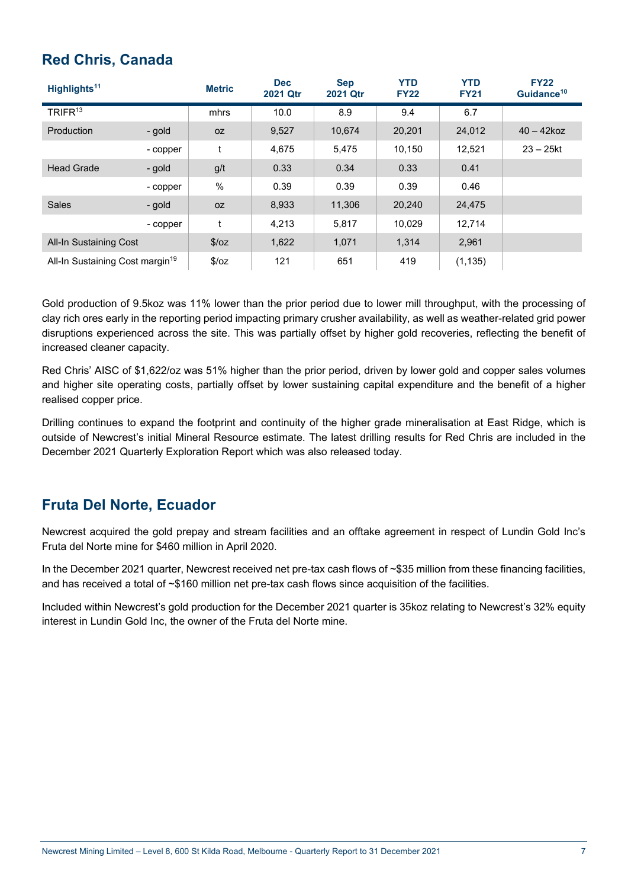## Red Chris, Canada

| Highlights[11] | | Metric | Dec 2021 Qtr | Sep 2021 Qtr | YTD FY22 | YTD FY21 | FY22 Guidance[10] |
|---|---|---|---|---|---|---|---|
| TRIFR[13] | | mhrs | 10.0 | 8.9 | 9.4 | 6.7 | |
| Production | - gold | oz | 9,527 | 10,674 | 20,201 | 24,012 | 40 – 42koz |
| | - copper | t | 4,675 | 5,475 | 10,150 | 12,521 | 23 – 25kt |
| Head Grade | - gold | g/t | 0.33 | 0.34 | 0.33 | 0.41 | |
| | - copper | % | 0.39 | 0.39 | 0.39 | 0.46 | |
| Sales | - gold | oz | 8,933 | 11,306 | 20,240 | 24,475 | |
| | - copper | t | 4,213 | 5,817 | 10,029 | 12,714 | |
| All-In Sustaining Cost | | $/oz | 1,622 | 1,071 | 1,314 | 2,961 | |
| All-In Sustaining Cost margin[19] | | $/oz | 121 | 651 | 419 | (1,135) | |

Gold production of 9.5koz was 11% lower than the prior period due to lower mill throughput, with the processing of clay rich ores early in the reporting period impacting primary crusher availability, as well as weather-related grid power disruptions experienced across the site. This was partially offset by higher gold recoveries, reflecting the benefit of increased cleaner capacity.

Red Chris' AISC of $1,622/oz was 51% higher than the prior period, driven by lower gold and copper sales volumes and higher site operating costs, partially offset by lower sustaining capital expenditure and the benefit of a higher realised copper price.

Drilling continues to expand the footprint and continuity of the higher grade mineralisation at East Ridge, which is outside of Newcrest's initial Mineral Resource estimate. The latest drilling results for Red Chris are included in the December 2021 Quarterly Exploration Report which was also released today.

## Fruta Del Norte, Ecuador

Newcrest acquired the gold prepay and stream facilities and an offtake agreement in respect of Lundin Gold Inc's Fruta del Norte mine for $460 million in April 2020.

In the December 2021 quarter, Newcrest received net pre-tax cash flows of ~$35 million from these financing facilities, and has received a total of ~$160 million net pre-tax cash flows since acquisition of the facilities.

Included within Newcrest's gold production for the December 2021 quarter is 35koz relating to Newcrest's 32% equity interest in Lundin Gold Inc, the owner of the Fruta del Norte mine.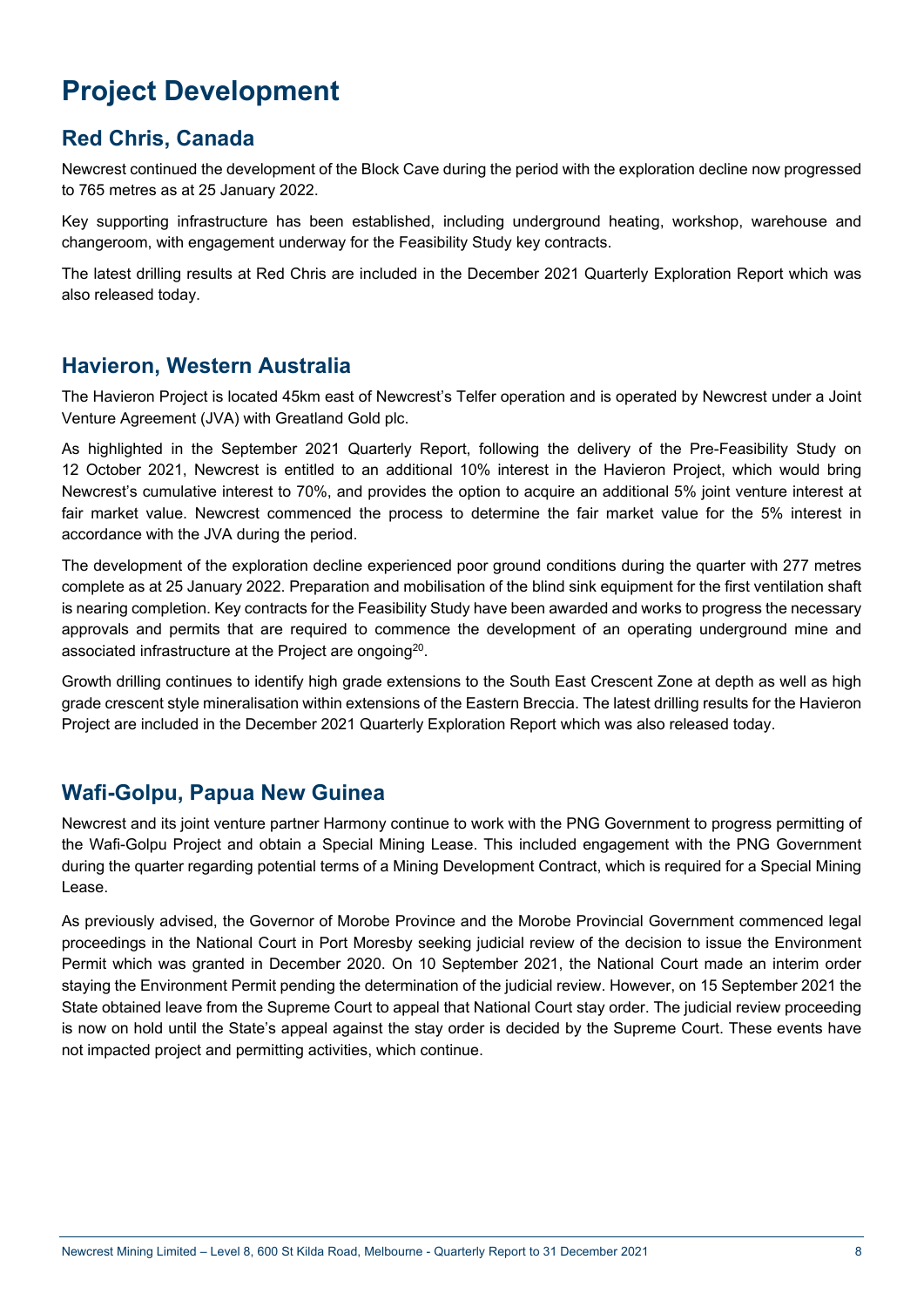# Project Development

## Red Chris, Canada

Newcrest continued the development of the Block Cave during the period with the exploration decline now progressed to 765 metres as at 25 January 2022.

Key supporting infrastructure has been established, including underground heating, workshop, warehouse and changeroom, with engagement underway for the Feasibility Study key contracts.

The latest drilling results at Red Chris are included in the December 2021 Quarterly Exploration Report which was also released today.

## Havieron, Western Australia

The Havieron Project is located 45km east of Newcrest's Telfer operation and is operated by Newcrest under a Joint Venture Agreement (JVA) with Greatland Gold plc.

As highlighted in the September 2021 Quarterly Report, following the delivery of the Pre-Feasibility Study on 12 October 2021, Newcrest is entitled to an additional 10% interest in the Havieron Project, which would bring Newcrest's cumulative interest to 70%, and provides the option to acquire an additional 5% joint venture interest at fair market value. Newcrest commenced the process to determine the fair market value for the 5% interest in accordance with the JVA during the period.

The development of the exploration decline experienced poor ground conditions during the quarter with 277 metres complete as at 25 January 2022. Preparation and mobilisation of the blind sink equipment for the first ventilation shaft is nearing completion. Key contracts for the Feasibility Study have been awarded and works to progress the necessary approvals and permits that are required to commence the development of an operating underground mine and associated infrastructure at the Project are ongoing[20].

Growth drilling continues to identify high grade extensions to the South East Crescent Zone at depth as well as high grade crescent style mineralisation within extensions of the Eastern Breccia. The latest drilling results for the Havieron Project are included in the December 2021 Quarterly Exploration Report which was also released today.

## Wafi-Golpu, Papua New Guinea

Newcrest and its joint venture partner Harmony continue to work with the PNG Government to progress permitting of the Wafi-Golpu Project and obtain a Special Mining Lease. This included engagement with the PNG Government during the quarter regarding potential terms of a Mining Development Contract, which is required for a Special Mining Lease.

As previously advised, the Governor of Morobe Province and the Morobe Provincial Government commenced legal proceedings in the National Court in Port Moresby seeking judicial review of the decision to issue the Environment Permit which was granted in December 2020. On 10 September 2021, the National Court made an interim order staying the Environment Permit pending the determination of the judicial review. However, on 15 September 2021 the State obtained leave from the Supreme Court to appeal that National Court stay order. The judicial review proceeding is now on hold until the State's appeal against the stay order is decided by the Supreme Court. These events have not impacted project and permitting activities, which continue.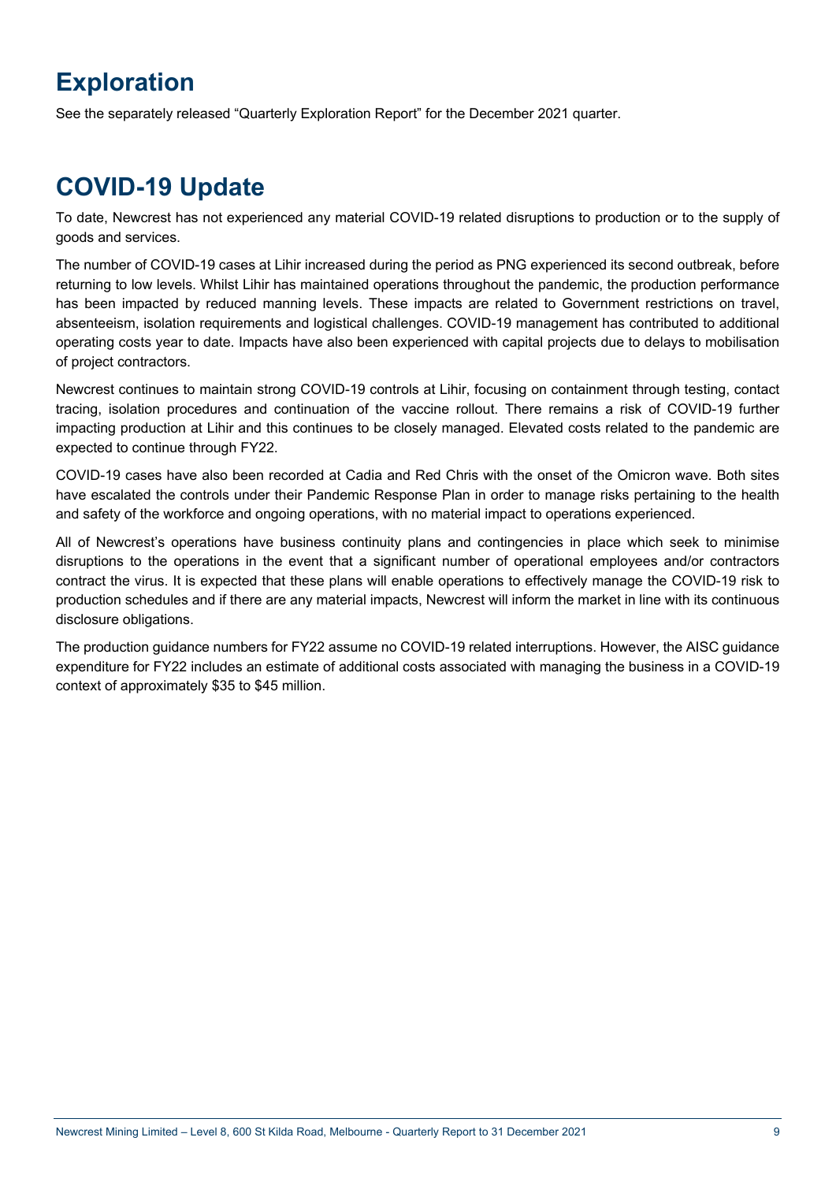# Exploration

See the separately released "Quarterly Exploration Report" for the December 2021 quarter.

# COVID-19 Update

To date, Newcrest has not experienced any material COVID-19 related disruptions to production or to the supply of goods and services.

The number of COVID-19 cases at Lihir increased during the period as PNG experienced its second outbreak, before returning to low levels. Whilst Lihir has maintained operations throughout the pandemic, the production performance has been impacted by reduced manning levels. These impacts are related to Government restrictions on travel, absenteeism, isolation requirements and logistical challenges. COVID-19 management has contributed to additional operating costs year to date. Impacts have also been experienced with capital projects due to delays to mobilisation of project contractors.

Newcrest continues to maintain strong COVID-19 controls at Lihir, focusing on containment through testing, contact tracing, isolation procedures and continuation of the vaccine rollout. There remains a risk of COVID-19 further impacting production at Lihir and this continues to be closely managed. Elevated costs related to the pandemic are expected to continue through FY22.

COVID-19 cases have also been recorded at Cadia and Red Chris with the onset of the Omicron wave. Both sites have escalated the controls under their Pandemic Response Plan in order to manage risks pertaining to the health and safety of the workforce and ongoing operations, with no material impact to operations experienced.

All of Newcrest's operations have business continuity plans and contingencies in place which seek to minimise disruptions to the operations in the event that a significant number of operational employees and/or contractors contract the virus. It is expected that these plans will enable operations to effectively manage the COVID-19 risk to production schedules and if there are any material impacts, Newcrest will inform the market in line with its continuous disclosure obligations.

The production guidance numbers for FY22 assume no COVID-19 related interruptions. However, the AISC guidance expenditure for FY22 includes an estimate of additional costs associated with managing the business in a COVID-19 context of approximately $35 to $45 million.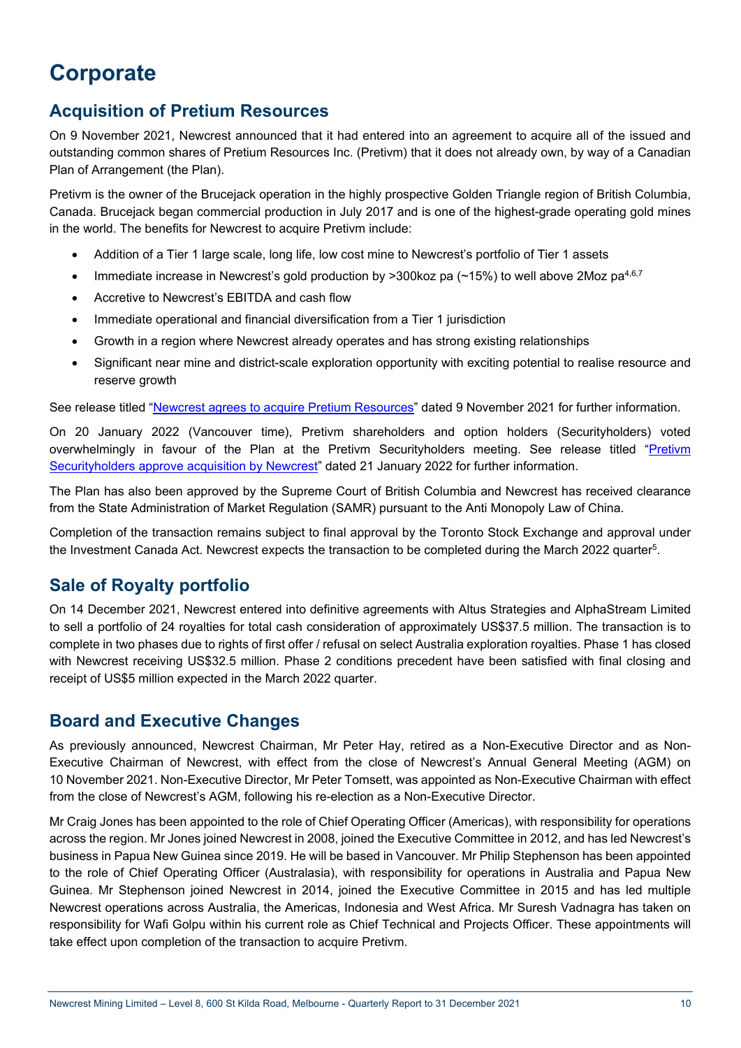# Corporate

## Acquisition of Pretium Resources

On 9 November 2021, Newcrest announced that it had entered into an agreement to acquire all of the issued and outstanding common shares of Pretium Resources Inc. (Pretivm) that it does not already own, by way of a Canadian Plan of Arrangement (the Plan).

Pretivm is the owner of the Brucejack operation in the highly prospective Golden Triangle region of British Columbia, Canada. Brucejack began commercial production in July 2017 and is one of the highest-grade operating gold mines in the world. The benefits for Newcrest to acquire Pretivm include:

- Addition of a Tier 1 large scale, long life, low cost mine to Newcrest's portfolio of Tier 1 assets
- Immediate increase in Newcrest's gold production by >300koz pa (~15%) to well above 2Moz pa[4,6,7]
- Accretive to Newcrest's EBITDA and cash flow
- Immediate operational and financial diversification from a Tier 1 jurisdiction
- Growth in a region where Newcrest already operates and has strong existing relationships
- Significant near mine and district-scale exploration opportunity with exciting potential to realise resource and reserve growth

See release titled "Newcrest agrees to acquire Pretium Resources" dated 9 November 2021 for further information.

On 20 January 2022 (Vancouver time), Pretivm shareholders and option holders (Securityholders) voted overwhelmingly in favour of the Plan at the Pretivm Securityholders meeting. See release titled "Pretivm Securityholders approve acquisition by Newcrest" dated 21 January 2022 for further information.

The Plan has also been approved by the Supreme Court of British Columbia and Newcrest has received clearance from the State Administration of Market Regulation (SAMR) pursuant to the Anti Monopoly Law of China.

Completion of the transaction remains subject to final approval by the Toronto Stock Exchange and approval under the Investment Canada Act. Newcrest expects the transaction to be completed during the March 2022 quarter[5].

## Sale of Royalty portfolio

On 14 December 2021, Newcrest entered into definitive agreements with Altus Strategies and AlphaStream Limited to sell a portfolio of 24 royalties for total cash consideration of approximately US$37.5 million. The transaction is to complete in two phases due to rights of first offer / refusal on select Australia exploration royalties. Phase 1 has closed with Newcrest receiving US$32.5 million. Phase 2 conditions precedent have been satisfied with final closing and receipt of US$5 million expected in the March 2022 quarter.

## Board and Executive Changes

As previously announced, Newcrest Chairman, Mr Peter Hay, retired as a Non-Executive Director and as Non-Executive Chairman of Newcrest, with effect from the close of Newcrest's Annual General Meeting (AGM) on 10 November 2021. Non-Executive Director, Mr Peter Tomsett, was appointed as Non-Executive Chairman with effect from the close of Newcrest's AGM, following his re-election as a Non-Executive Director.

Mr Craig Jones has been appointed to the role of Chief Operating Officer (Americas), with responsibility for operations across the region. Mr Jones joined Newcrest in 2008, joined the Executive Committee in 2012, and has led Newcrest's business in Papua New Guinea since 2019. He will be based in Vancouver. Mr Philip Stephenson has been appointed to the role of Chief Operating Officer (Australasia), with responsibility for operations in Australia and Papua New Guinea. Mr Stephenson joined Newcrest in 2014, joined the Executive Committee in 2015 and has led multiple Newcrest operations across Australia, the Americas, Indonesia and West Africa. Mr Suresh Vadnagra has taken on responsibility for Wafi Golpu within his current role as Chief Technical and Projects Officer. These appointments will take effect upon completion of the transaction to acquire Pretivm.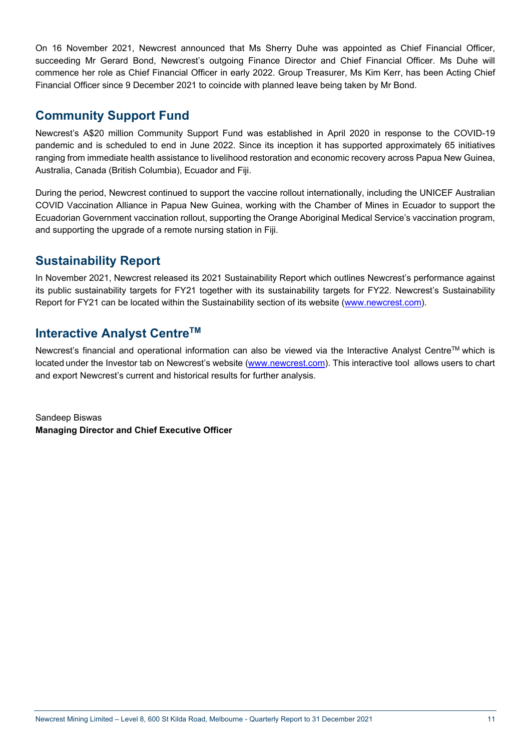On 16 November 2021, Newcrest announced that Ms Sherry Duhe was appointed as Chief Financial Officer, succeeding Mr Gerard Bond, Newcrest's outgoing Finance Director and Chief Financial Officer. Ms Duhe will commence her role as Chief Financial Officer in early 2022. Group Treasurer, Ms Kim Kerr, has been Acting Chief Financial Officer since 9 December 2021 to coincide with planned leave being taken by Mr Bond.

## Community Support Fund

Newcrest's A$20 million Community Support Fund was established in April 2020 in response to the COVID-19 pandemic and is scheduled to end in June 2022. Since its inception it has supported approximately 65 initiatives ranging from immediate health assistance to livelihood restoration and economic recovery across Papua New Guinea, Australia, Canada (British Columbia), Ecuador and Fiji.

During the period, Newcrest continued to support the vaccine rollout internationally, including the UNICEF Australian COVID Vaccination Alliance in Papua New Guinea, working with the Chamber of Mines in Ecuador to support the Ecuadorian Government vaccination rollout, supporting the Orange Aboriginal Medical Service's vaccination program, and supporting the upgrade of a remote nursing station in Fiji.

## Sustainability Report

In November 2021, Newcrest released its 2021 Sustainability Report which outlines Newcrest's performance against its public sustainability targets for FY21 together with its sustainability targets for FY22. Newcrest's Sustainability Report for FY21 can be located within the Sustainability section of its website (www.newcrest.com).

## Interactive Analyst Centre™

Newcrest's financial and operational information can also be viewed via the Interactive Analyst Centre™ which is located under the Investor tab on Newcrest's website (www.newcrest.com). This interactive tool allows users to chart and export Newcrest's current and historical results for further analysis.

Sandeep Biswas
**Managing Director and Chief Executive Officer**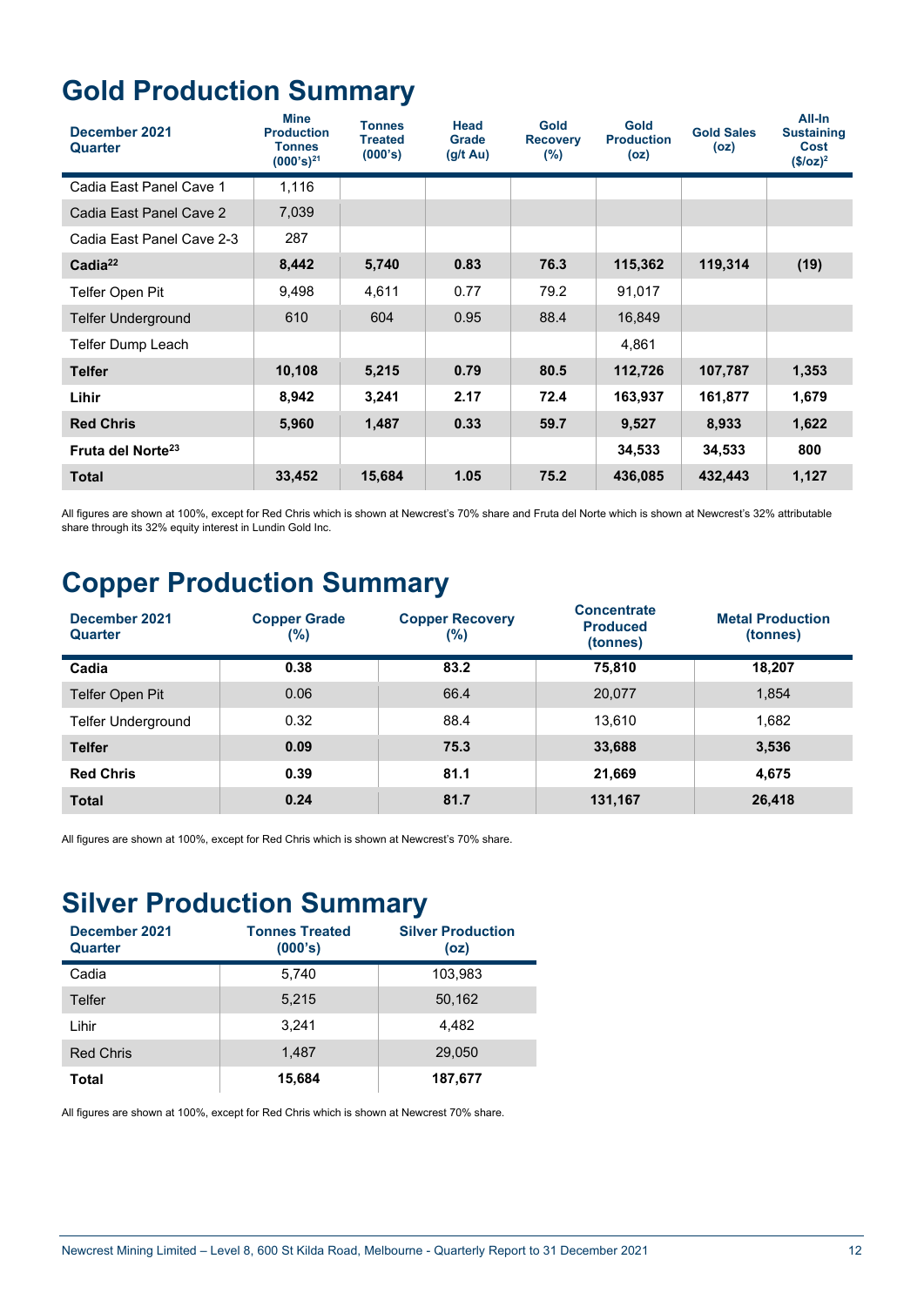# Gold Production Summary

| December 2021 Quarter | Mine Production Tonnes (000's)[21] | Tonnes Treated (000's) | Head Grade (g/t Au) | Gold Recovery (%) | Gold Production (oz) | Gold Sales (oz) | All-In Sustaining Cost ($/oz)[2] |
|---|---|---|---|---|---|---|---|
| Cadia East Panel Cave 1 | 1,116 | | | | | | |
| Cadia East Panel Cave 2 | 7,039 | | | | | | |
| Cadia East Panel Cave 2-3 | 287 | | | | | | |
| **Cadia[22]** | **8,442** | **5,740** | **0.83** | **76.3** | **115,362** | **119,314** | **(19)** |
| Telfer Open Pit | 9,498 | 4,611 | 0.77 | 79.2 | 91,017 | | |
| Telfer Underground | 610 | 604 | 0.95 | 88.4 | 16,849 | | |
| Telfer Dump Leach | | | | | 4,861 | | |
| **Telfer** | **10,108** | **5,215** | **0.79** | **80.5** | **112,726** | **107,787** | **1,353** |
| **Lihir** | **8,942** | **3,241** | **2.17** | **72.4** | **163,937** | **161,877** | **1,679** |
| **Red Chris** | **5,960** | **1,487** | **0.33** | **59.7** | **9,527** | **8,933** | **1,622** |
| **Fruta del Norte[23]** | | | | | **34,533** | **34,533** | **800** |
| **Total** | **33,452** | **15,684** | **1.05** | **75.2** | **436,085** | **432,443** | **1,127** |

All figures are shown at 100%, except for Red Chris which is shown at Newcrest's 70% share and Fruta del Norte which is shown at Newcrest's 32% attributable share through its 32% equity interest in Lundin Gold Inc.

# Copper Production Summary

| December 2021 Quarter | Copper Grade (%) | Copper Recovery (%) | Concentrate Produced (tonnes) | Metal Production (tonnes) |
|---|---|---|---|---|
| **Cadia** | **0.38** | **83.2** | **75,810** | **18,207** |
| Telfer Open Pit | 0.06 | 66.4 | 20,077 | 1,854 |
| Telfer Underground | 0.32 | 88.4 | 13,610 | 1,682 |
| **Telfer** | **0.09** | **75.3** | **33,688** | **3,536** |
| **Red Chris** | **0.39** | **81.1** | **21,669** | **4,675** |
| **Total** | **0.24** | **81.7** | **131,167** | **26,418** |

All figures are shown at 100%, except for Red Chris which is shown at Newcrest's 70% share.

# Silver Production Summary

| December 2021 Quarter | Tonnes Treated (000's) | Silver Production (oz) |
|---|---|---|
| Cadia | 5,740 | 103,983 |
| Telfer | 5,215 | 50,162 |
| Lihir | 3,241 | 4,482 |
| Red Chris | 1,487 | 29,050 |
| **Total** | **15,684** | **187,677** |

All figures are shown at 100%, except for Red Chris which is shown at Newcrest 70% share.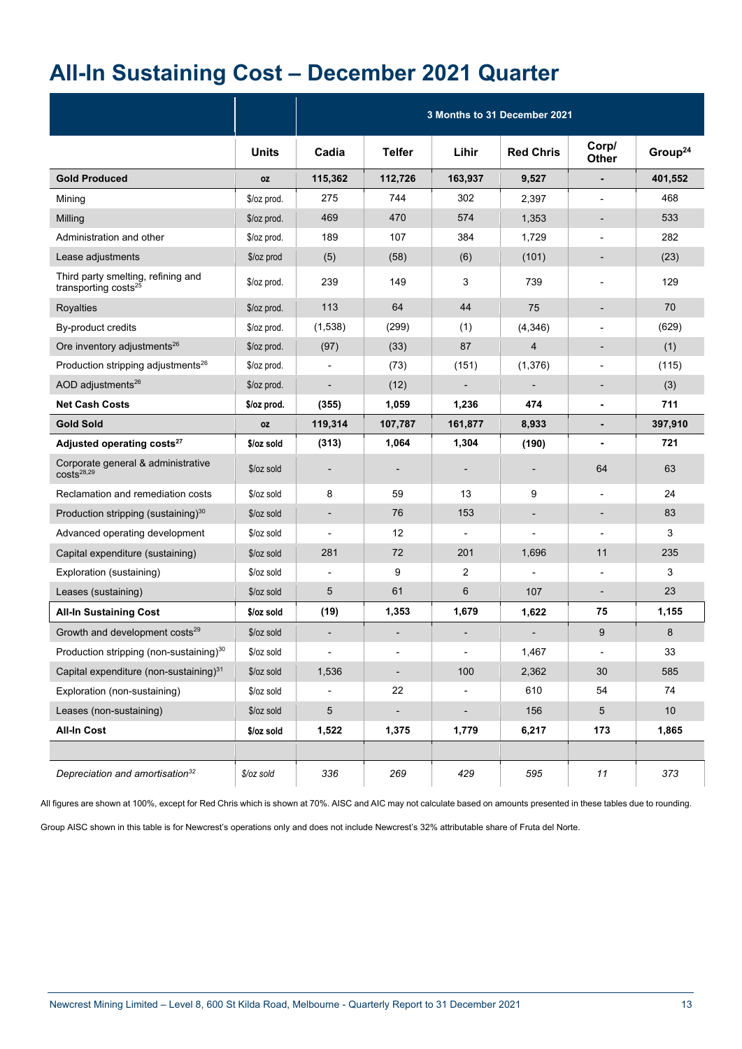# All-In Sustaining Cost – December 2021 Quarter

| | | 3 Months to 31 December 2021 | | | | | |
|---|---|---|---|---|---|---|---|
| | **Units** | **Cadia** | **Telfer** | **Lihir** | **Red Chris** | **Corp/ Other** | **Group[24]** |
| **Gold Produced** | **oz** | **115,362** | **112,726** | **163,937** | **9,527** | **-** | **401,552** |
| Mining | $/oz prod. | 275 | 744 | 302 | 2,397 | - | 468 |
| Milling | $/oz prod. | 469 | 470 | 574 | 1,353 | - | 533 |
| Administration and other | $/oz prod. | 189 | 107 | 384 | 1,729 | - | 282 |
| Lease adjustments | $/oz prod | (5) | (58) | (6) | (101) | - | (23) |
| Third party smelting, refining and transporting costs[25] | $/oz prod. | 239 | 149 | 3 | 739 | - | 129 |
| Royalties | $/oz prod. | 113 | 64 | 44 | 75 | - | 70 |
| By-product credits | $/oz prod. | (1,538) | (299) | (1) | (4,346) | - | (629) |
| Ore inventory adjustments[26] | $/oz prod. | (97) | (33) | 87 | 4 | - | (1) |
| Production stripping adjustments[26] | $/oz prod. | - | (73) | (151) | (1,376) | - | (115) |
| AOD adjustments[26] | $/oz prod. | - | (12) | - | - | - | (3) |
| **Net Cash Costs** | **$/oz prod.** | **(355)** | **1,059** | **1,236** | **474** | **-** | **711** |
| **Gold Sold** | **oz** | **119,314** | **107,787** | **161,877** | **8,933** | **-** | **397,910** |
| **Adjusted operating costs[27]** | **$/oz sold** | **(313)** | **1,064** | **1,304** | **(190)** | **-** | **721** |
| Corporate general & administrative costs[28,29] | $/oz sold | - | - | - | - | 64 | 63 |
| Reclamation and remediation costs | $/oz sold | 8 | 59 | 13 | 9 | - | 24 |
| Production stripping (sustaining)[30] | $/oz sold | - | 76 | 153 | - | - | 83 |
| Advanced operating development | $/oz sold | - | 12 | - | - | - | 3 |
| Capital expenditure (sustaining) | $/oz sold | 281 | 72 | 201 | 1,696 | 11 | 235 |
| Exploration (sustaining) | $/oz sold | - | 9 | 2 | - | - | 3 |
| Leases (sustaining) | $/oz sold | 5 | 61 | 6 | 107 | - | 23 |
| **All-In Sustaining Cost** | **$/oz sold** | **(19)** | **1,353** | **1,679** | **1,622** | **75** | **1,155** |
| Growth and development costs[29] | $/oz sold | - | - | - | - | 9 | 8 |
| Production stripping (non-sustaining)[30] | $/oz sold | - | - | - | 1,467 | - | 33 |
| Capital expenditure (non-sustaining)[31] | $/oz sold | 1,536 | - | 100 | 2,362 | 30 | 585 |
| Exploration (non-sustaining) | $/oz sold | - | 22 | - | 610 | 54 | 74 |
| Leases (non-sustaining) | $/oz sold | 5 | - | - | 156 | 5 | 10 |
| **All-In Cost** | **$/oz sold** | **1,522** | **1,375** | **1,779** | **6,217** | **173** | **1,865** |
| | | | | | | | |
| *Depreciation and amortisation[32]* | *$/oz sold* | *336* | *269* | *429* | *595* | *11* | *373* |

All figures are shown at 100%, except for Red Chris which is shown at 70%. AISC and AIC may not calculate based on amounts presented in these tables due to rounding.

Group AISC shown in this table is for Newcrest's operations only and does not include Newcrest's 32% attributable share of Fruta del Norte.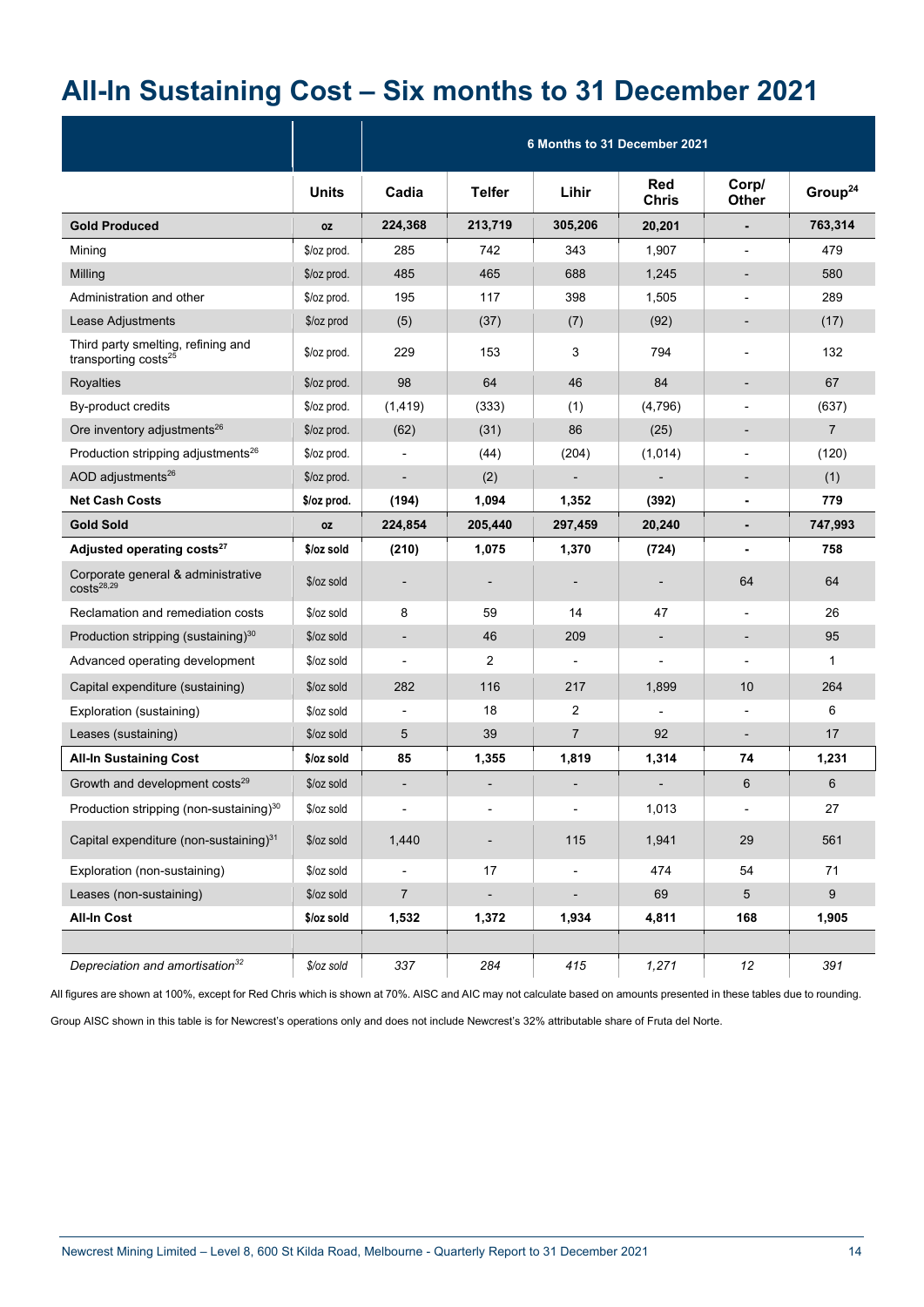# All-In Sustaining Cost – Six months to 31 December 2021

| | | 6 Months to 31 December 2021 | | | | | |
|---|---|---|---|---|---|---|---|
| | **Units** | **Cadia** | **Telfer** | **Lihir** | **Red Chris** | **Corp/ Other** | **Group[24]** |
| **Gold Produced** | **oz** | **224,368** | **213,719** | **305,206** | **20,201** | **-** | **763,314** |
| Mining | $/oz prod. | 285 | 742 | 343 | 1,907 | - | 479 |
| Milling | $/oz prod. | 485 | 465 | 688 | 1,245 | - | 580 |
| Administration and other | $/oz prod. | 195 | 117 | 398 | 1,505 | - | 289 |
| Lease Adjustments | $/oz prod | (5) | (37) | (7) | (92) | - | (17) |
| Third party smelting, refining and transporting costs[25] | $/oz prod. | 229 | 153 | 3 | 794 | - | 132 |
| Royalties | $/oz prod. | 98 | 64 | 46 | 84 | - | 67 |
| By-product credits | $/oz prod. | (1,419) | (333) | (1) | (4,796) | - | (637) |
| Ore inventory adjustments[26] | $/oz prod. | (62) | (31) | 86 | (25) | - | 7 |
| Production stripping adjustments[26] | $/oz prod. | - | (44) | (204) | (1,014) | - | (120) |
| AOD adjustments[26] | $/oz prod. | - | (2) | - | - | - | (1) |
| **Net Cash Costs** | **$/oz prod.** | **(194)** | **1,094** | **1,352** | **(392)** | **-** | **779** |
| **Gold Sold** | **oz** | **224,854** | **205,440** | **297,459** | **20,240** | **-** | **747,993** |
| **Adjusted operating costs[27]** | **$/oz sold** | **(210)** | **1,075** | **1,370** | **(724)** | **-** | **758** |
| Corporate general & administrative costs[28,29] | $/oz sold | - | - | - | - | 64 | 64 |
| Reclamation and remediation costs | $/oz sold | 8 | 59 | 14 | 47 | - | 26 |
| Production stripping (sustaining)[30] | $/oz sold | - | 46 | 209 | - | - | 95 |
| Advanced operating development | $/oz sold | - | 2 | - | - | - | 1 |
| Capital expenditure (sustaining) | $/oz sold | 282 | 116 | 217 | 1,899 | 10 | 264 |
| Exploration (sustaining) | $/oz sold | - | 18 | 2 | - | - | 6 |
| Leases (sustaining) | $/oz sold | 5 | 39 | 7 | 92 | - | 17 |
| **All-In Sustaining Cost** | **$/oz sold** | **85** | **1,355** | **1,819** | **1,314** | **74** | **1,231** |
| Growth and development costs[29] | $/oz sold | - | - | - | - | 6 | 6 |
| Production stripping (non-sustaining)[30] | $/oz sold | - | - | - | 1,013 | - | 27 |
| Capital expenditure (non-sustaining)[31] | $/oz sold | 1,440 | - | 115 | 1,941 | 29 | 561 |
| Exploration (non-sustaining) | $/oz sold | - | 17 | - | 474 | 54 | 71 |
| Leases (non-sustaining) | $/oz sold | 7 | - | - | 69 | 5 | 9 |
| **All-In Cost** | **$/oz sold** | **1,532** | **1,372** | **1,934** | **4,811** | **168** | **1,905** |
| | | | | | | | |
| *Depreciation and amortisation[32]* | *$/oz sold* | *337* | *284* | *415* | *1,271* | *12* | *391* |

All figures are shown at 100%, except for Red Chris which is shown at 70%. AISC and AIC may not calculate based on amounts presented in these tables due to rounding.

Group AISC shown in this table is for Newcrest's operations only and does not include Newcrest's 32% attributable share of Fruta del Norte.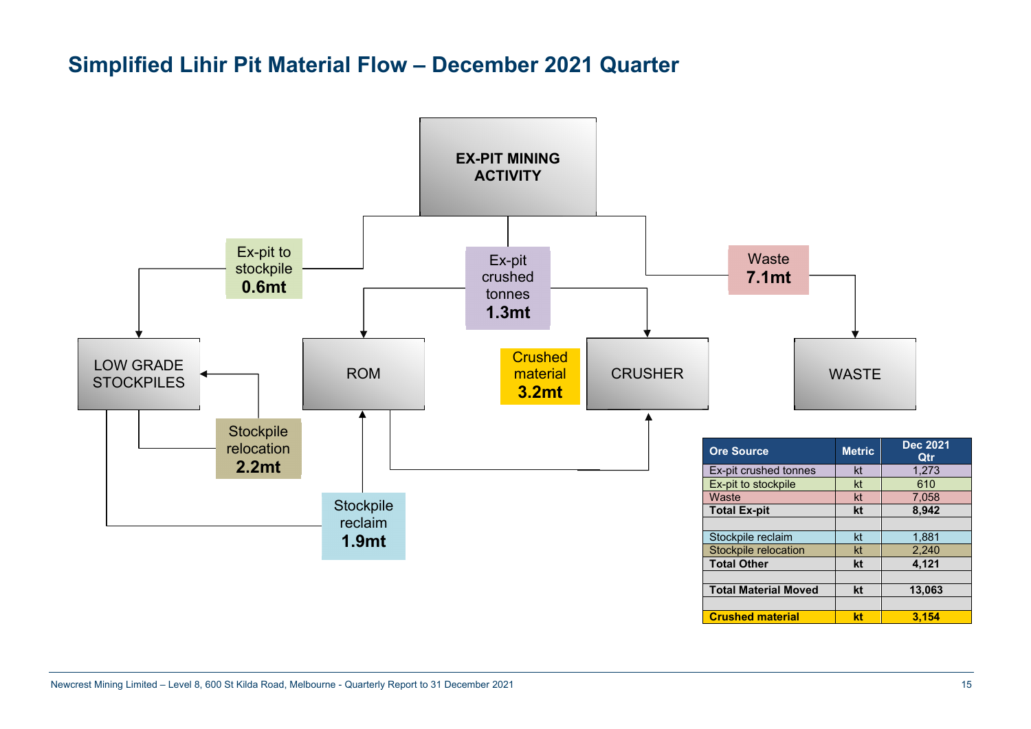## Simplified Lihir Pit Material Flow – December 2021 Quarter

EX-PIT MINING ACTIVITY

Ex-pit to stockpile **0.6mt**

Ex-pit crushed tonnes **1.3mt**

Waste **7.1mt**

LOW GRADE STOCKPILES

ROM

Crushed material **3.2mt**

CRUSHER

WASTE

Stockpile relocation **2.2mt**

Stockpile reclaim **1.9mt**

| Ore Source | Metric | Dec 2021 Qtr |
|---|---|---|
| Ex-pit crushed tonnes | kt | 1,273 |
| Ex-pit to stockpile | kt | 610 |
| Waste | kt | 7,058 |
| **Total Ex-pit** | **kt** | **8,942** |
| | | |
| Stockpile reclaim | kt | 1,881 |
| Stockpile relocation | kt | 2,240 |
| **Total Other** | **kt** | **4,121** |
| | | |
| **Total Material Moved** | **kt** | **13,063** |
| | | |
| **Crushed material** | **kt** | **3,154** |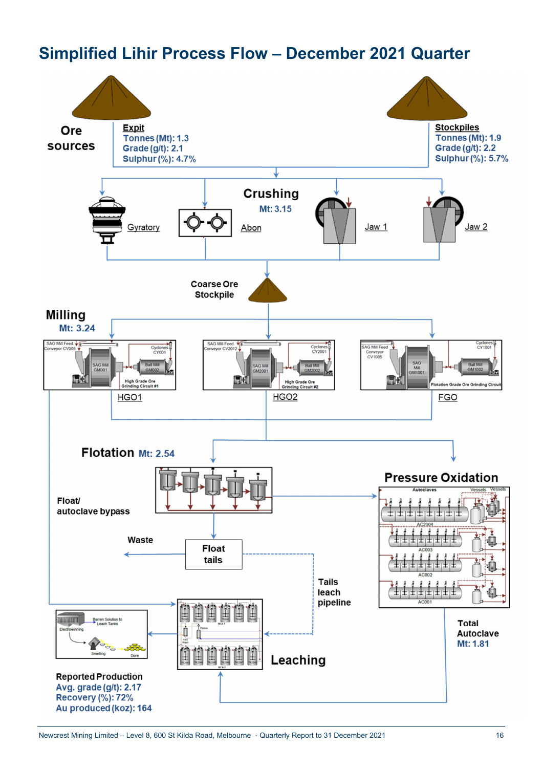# Simplified Lihir Process Flow – December 2021 Quarter

**Ore sources**

**Expit**
Tonnes (Mt): 1.3
Grade (g/t): 2.1
Sulphur (%): 4.7%

**Stockpiles**
Tonnes (Mt): 1.9
Grade (g/t): 2.2
Sulphur (%): 5.7%

**Crushing**
Mt: 3.15

Gyratory
Abon
Jaw 1
Jaw 2

Coarse Ore Stockpile

**Milling**
Mt: 3.24

HGO1
HGO2
FGO

**Flotation** Mt: 2.54

Float/ autoclave bypass

Waste

Float tails

Tails leach pipeline

**Pressure Oxidation**

Total Autoclave
Mt: 1.81

**Leaching**

**Reported Production**
Avg. grade (g/t): 2.17
Recovery (%): 72%
Au produced (koz): 164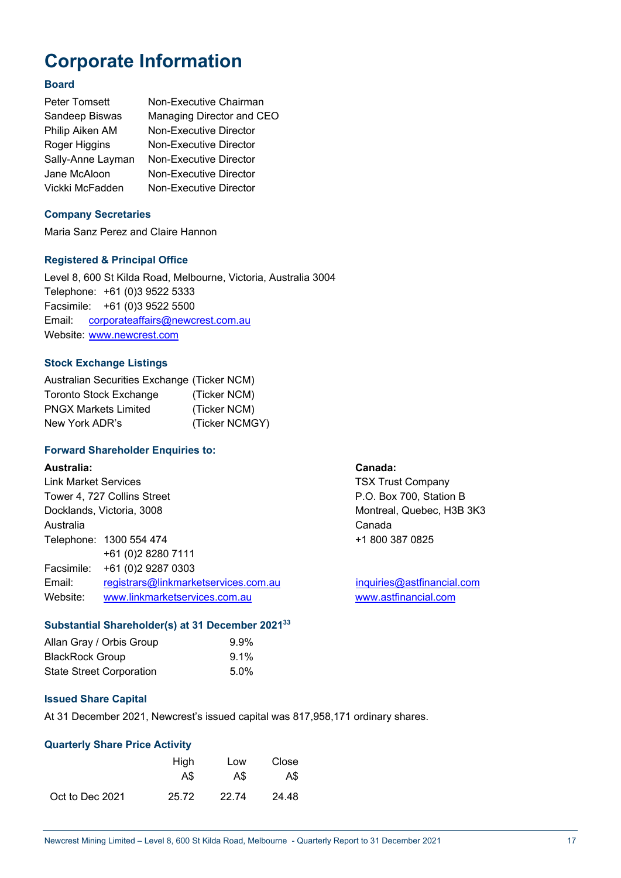# Corporate Information

### Board

| | |
|---|---|
| Peter Tomsett | Non-Executive Chairman |
| Sandeep Biswas | Managing Director and CEO |
| Philip Aiken AM | Non-Executive Director |
| Roger Higgins | Non-Executive Director |
| Sally-Anne Layman | Non-Executive Director |
| Jane McAloon | Non-Executive Director |
| Vickki McFadden | Non-Executive Director |

### Company Secretaries

Maria Sanz Perez and Claire Hannon

### Registered & Principal Office

Level 8, 600 St Kilda Road, Melbourne, Victoria, Australia 3004
Telephone: +61 (0)3 9522 5333
Facsimile: +61 (0)3 9522 5500
Email: corporateaffairs@newcrest.com.au
Website: www.newcrest.com

### Stock Exchange Listings

| | |
|---|---|
| Australian Securities Exchange | (Ticker NCM) |
| Toronto Stock Exchange | (Ticker NCM) |
| PNGX Markets Limited | (Ticker NCM) |
| New York ADR's | (Ticker NCMGY) |

### Forward Shareholder Enquiries to:

**Australia:**
Link Market Services
Tower 4, 727 Collins Street
Docklands, Victoria, 3008
Australia
Telephone: 1300 554 474
+61 (0)2 8280 7111
Facsimile: +61 (0)2 9287 0303
Email: registrars@linkmarketservices.com.au
Website: www.linkmarketservices.com.au

**Canada:**
TSX Trust Company
P.O. Box 700, Station B
Montreal, Quebec, H3B 3K3
Canada
+1 800 387 0825

inquiries@astfinancial.com
www.astfinancial.com

### Substantial Shareholder(s) at 31 December 2021[33]

| | |
|---|---|
| Allan Gray / Orbis Group | 9.9% |
| BlackRock Group | 9.1% |
| State Street Corporation | 5.0% |

### Issued Share Capital

At 31 December 2021, Newcrest's issued capital was 817,958,171 ordinary shares.

### Quarterly Share Price Activity

| | High A$ | Low A$ | Close A$ |
|---|---|---|---|
| Oct to Dec 2021 | 25.72 | 22.74 | 24.48 |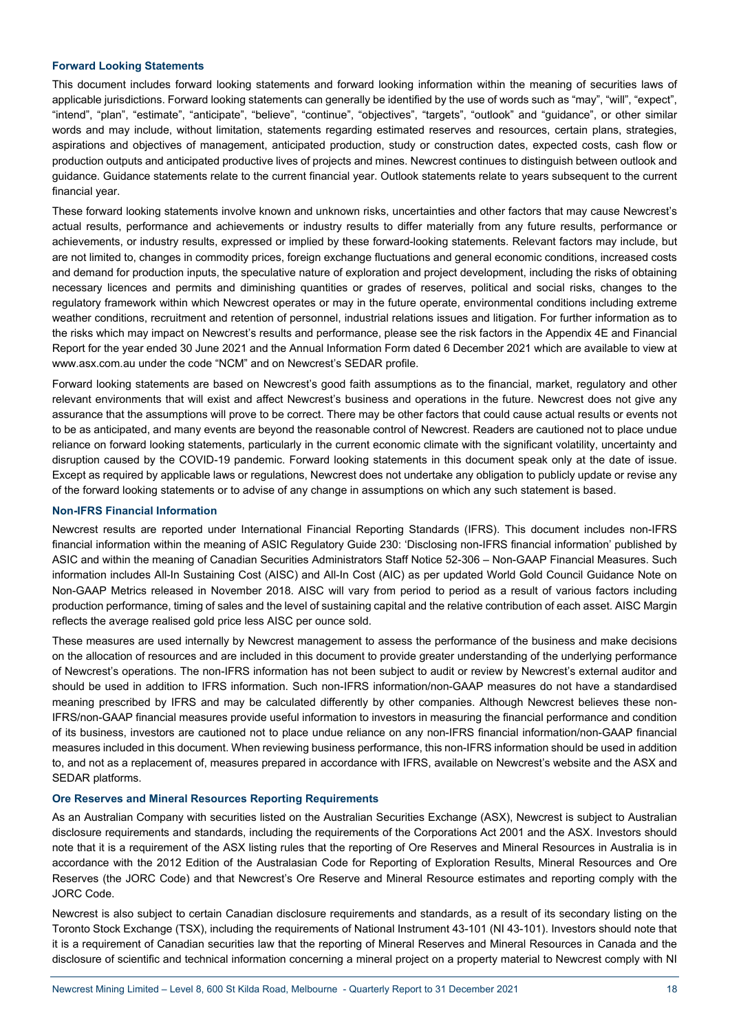### Forward Looking Statements

This document includes forward looking statements and forward looking information within the meaning of securities laws of applicable jurisdictions. Forward looking statements can generally be identified by the use of words such as "may", "will", "expect", "intend", "plan", "estimate", "anticipate", "believe", "continue", "objectives", "targets", "outlook" and "guidance", or other similar words and may include, without limitation, statements regarding estimated reserves and resources, certain plans, strategies, aspirations and objectives of management, anticipated production, study or construction dates, expected costs, cash flow or production outputs and anticipated productive lives of projects and mines. Newcrest continues to distinguish between outlook and guidance. Guidance statements relate to the current financial year. Outlook statements relate to years subsequent to the current financial year.

These forward looking statements involve known and unknown risks, uncertainties and other factors that may cause Newcrest's actual results, performance and achievements or industry results to differ materially from any future results, performance or achievements, or industry results, expressed or implied by these forward-looking statements. Relevant factors may include, but are not limited to, changes in commodity prices, foreign exchange fluctuations and general economic conditions, increased costs and demand for production inputs, the speculative nature of exploration and project development, including the risks of obtaining necessary licences and permits and diminishing quantities or grades of reserves, political and social risks, changes to the regulatory framework within which Newcrest operates or may in the future operate, environmental conditions including extreme weather conditions, recruitment and retention of personnel, industrial relations issues and litigation. For further information as to the risks which may impact on Newcrest's results and performance, please see the risk factors in the Appendix 4E and Financial Report for the year ended 30 June 2021 and the Annual Information Form dated 6 December 2021 which are available to view at www.asx.com.au under the code "NCM" and on Newcrest's SEDAR profile.

Forward looking statements are based on Newcrest's good faith assumptions as to the financial, market, regulatory and other relevant environments that will exist and affect Newcrest's business and operations in the future. Newcrest does not give any assurance that the assumptions will prove to be correct. There may be other factors that could cause actual results or events not to be as anticipated, and many events are beyond the reasonable control of Newcrest. Readers are cautioned not to place undue reliance on forward looking statements, particularly in the current economic climate with the significant volatility, uncertainty and disruption caused by the COVID-19 pandemic. Forward looking statements in this document speak only at the date of issue. Except as required by applicable laws or regulations, Newcrest does not undertake any obligation to publicly update or revise any of the forward looking statements or to advise of any change in assumptions on which any such statement is based.

### Non-IFRS Financial Information

Newcrest results are reported under International Financial Reporting Standards (IFRS). This document includes non-IFRS financial information within the meaning of ASIC Regulatory Guide 230: 'Disclosing non-IFRS financial information' published by ASIC and within the meaning of Canadian Securities Administrators Staff Notice 52-306 – Non-GAAP Financial Measures. Such information includes All-In Sustaining Cost (AISC) and All-In Cost (AIC) as per updated World Gold Council Guidance Note on Non-GAAP Metrics released in November 2018. AISC will vary from period to period as a result of various factors including production performance, timing of sales and the level of sustaining capital and the relative contribution of each asset. AISC Margin reflects the average realised gold price less AISC per ounce sold.

These measures are used internally by Newcrest management to assess the performance of the business and make decisions on the allocation of resources and are included in this document to provide greater understanding of the underlying performance of Newcrest's operations. The non-IFRS information has not been subject to audit or review by Newcrest's external auditor and should be used in addition to IFRS information. Such non-IFRS information/non-GAAP measures do not have a standardised meaning prescribed by IFRS and may be calculated differently by other companies. Although Newcrest believes these non-IFRS/non-GAAP financial measures provide useful information to investors in measuring the financial performance and condition of its business, investors are cautioned not to place undue reliance on any non-IFRS financial information/non-GAAP financial measures included in this document. When reviewing business performance, this non-IFRS information should be used in addition to, and not as a replacement of, measures prepared in accordance with IFRS, available on Newcrest's website and the ASX and SEDAR platforms.

### Ore Reserves and Mineral Resources Reporting Requirements

As an Australian Company with securities listed on the Australian Securities Exchange (ASX), Newcrest is subject to Australian disclosure requirements and standards, including the requirements of the Corporations Act 2001 and the ASX. Investors should note that it is a requirement of the ASX listing rules that the reporting of Ore Reserves and Mineral Resources in Australia is in accordance with the 2012 Edition of the Australasian Code for Reporting of Exploration Results, Mineral Resources and Ore Reserves (the JORC Code) and that Newcrest's Ore Reserve and Mineral Resource estimates and reporting comply with the JORC Code.

Newcrest is also subject to certain Canadian disclosure requirements and standards, as a result of its secondary listing on the Toronto Stock Exchange (TSX), including the requirements of National Instrument 43-101 (NI 43-101). Investors should note that it is a requirement of Canadian securities law that the reporting of Mineral Reserves and Mineral Resources in Canada and the disclosure of scientific and technical information concerning a mineral project on a property material to Newcrest comply with NI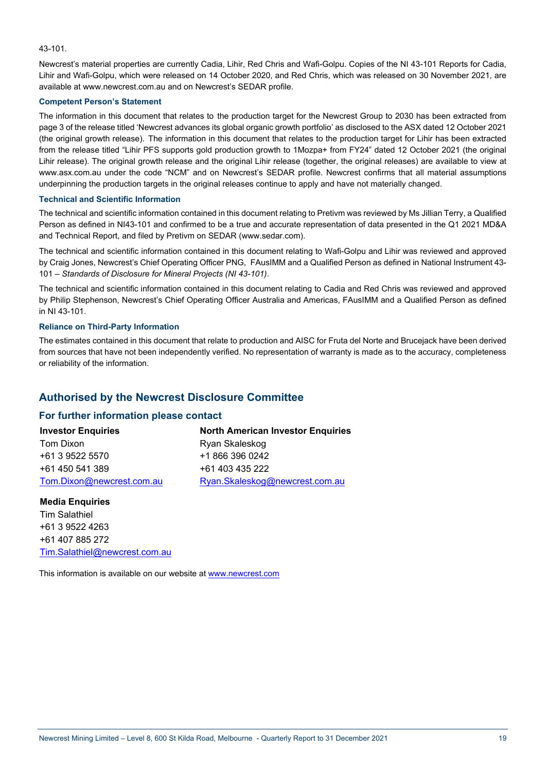43-101.

Newcrest's material properties are currently Cadia, Lihir, Red Chris and Wafi-Golpu. Copies of the NI 43-101 Reports for Cadia, Lihir and Wafi-Golpu, which were released on 14 October 2020, and Red Chris, which was released on 30 November 2021, are available at www.newcrest.com.au and on Newcrest's SEDAR profile.

#### Competent Person's Statement

The information in this document that relates to the production target for the Newcrest Group to 2030 has been extracted from page 3 of the release titled 'Newcrest advances its global organic growth portfolio' as disclosed to the ASX dated 12 October 2021 (the original growth release). The information in this document that relates to the production target for Lihir has been extracted from the release titled "Lihir PFS supports gold production growth to 1Mozpa+ from FY24" dated 12 October 2021 (the original Lihir release). The original growth release and the original Lihir release (together, the original releases) are available to view at www.asx.com.au under the code "NCM" and on Newcrest's SEDAR profile. Newcrest confirms that all material assumptions underpinning the production targets in the original releases continue to apply and have not materially changed.

#### Technical and Scientific Information

The technical and scientific information contained in this document relating to Pretivm was reviewed by Ms Jillian Terry, a Qualified Person as defined in NI43-101 and confirmed to be a true and accurate representation of data presented in the Q1 2021 MD&A and Technical Report, and filed by Pretivm on SEDAR (www.sedar.com).

The technical and scientific information contained in this document relating to Wafi-Golpu and Lihir was reviewed and approved by Craig Jones, Newcrest's Chief Operating Officer PNG, FAusIMM and a Qualified Person as defined in National Instrument 43-101 – *Standards of Disclosure for Mineral Projects (NI 43-101)*.

The technical and scientific information contained in this document relating to Cadia and Red Chris was reviewed and approved by Philip Stephenson, Newcrest's Chief Operating Officer Australia and Americas, FAusIMM and a Qualified Person as defined in NI 43-101.

#### Reliance on Third-Party Information

The estimates contained in this document that relate to production and AISC for Fruta del Norte and Brucejack have been derived from sources that have not been independently verified. No representation of warranty is made as to the accuracy, completeness or reliability of the information.

## Authorised by the Newcrest Disclosure Committee

### For further information please contact

**Investor Enquiries**
Tom Dixon
+61 3 9522 5570
+61 450 541 389
Tom.Dixon@newcrest.com.au

**North American Investor Enquiries**
Ryan Skaleskog
+1 866 396 0242
+61 403 435 222
Ryan.Skaleskog@newcrest.com.au

**Media Enquiries**
Tim Salathiel
+61 3 9522 4263
+61 407 885 272
Tim.Salathiel@newcrest.com.au

This information is available on our website at www.newcrest.com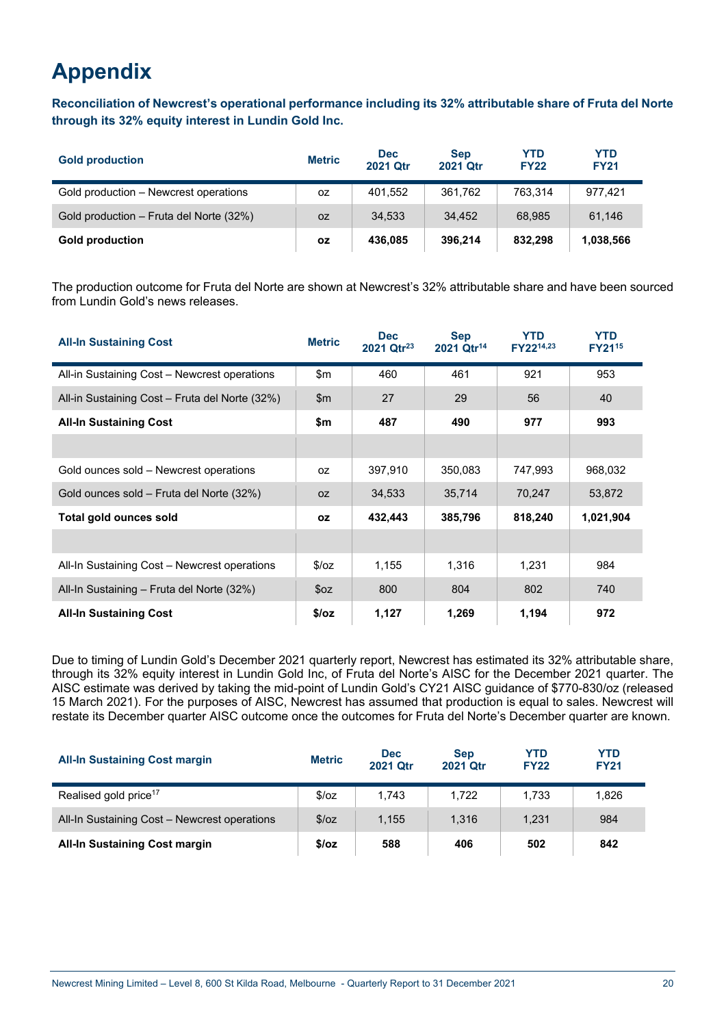# Appendix

**Reconciliation of Newcrest's operational performance including its 32% attributable share of Fruta del Norte through its 32% equity interest in Lundin Gold Inc.**

| Gold production | Metric | Dec 2021 Qtr | Sep 2021 Qtr | YTD FY22 | YTD FY21 |
|---|---|---|---|---|---|
| Gold production – Newcrest operations | oz | 401,552 | 361,762 | 763,314 | 977,421 |
| Gold production – Fruta del Norte (32%) | oz | 34,533 | 34,452 | 68,985 | 61,146 |
| **Gold production** | **oz** | **436,085** | **396,214** | **832,298** | **1,038,566** |

The production outcome for Fruta del Norte are shown at Newcrest's 32% attributable share and have been sourced from Lundin Gold's news releases.

| All-In Sustaining Cost | Metric | Dec 2021 Qtr[23] | Sep 2021 Qtr[14] | YTD FY22[14,23] | YTD FY21[15] |
|---|---|---|---|---|---|
| All-in Sustaining Cost – Newcrest operations | $m | 460 | 461 | 921 | 953 |
| All-in Sustaining Cost – Fruta del Norte (32%) | $m | 27 | 29 | 56 | 40 |
| **All-In Sustaining Cost** | **$m** | **487** | **490** | **977** | **993** |
| | | | | | |
| Gold ounces sold – Newcrest operations | oz | 397,910 | 350,083 | 747,993 | 968,032 |
| Gold ounces sold – Fruta del Norte (32%) | oz | 34,533 | 35,714 | 70,247 | 53,872 |
| **Total gold ounces sold** | **oz** | **432,443** | **385,796** | **818,240** | **1,021,904** |
| | | | | | |
| All-In Sustaining Cost – Newcrest operations | $/oz | 1,155 | 1,316 | 1,231 | 984 |
| All-In Sustaining – Fruta del Norte (32%) | $oz | 800 | 804 | 802 | 740 |
| **All-In Sustaining Cost** | **$/oz** | **1,127** | **1,269** | **1,194** | **972** |

Due to timing of Lundin Gold's December 2021 quarterly report, Newcrest has estimated its 32% attributable share, through its 32% equity interest in Lundin Gold Inc, of Fruta del Norte's AISC for the December 2021 quarter. The AISC estimate was derived by taking the mid-point of Lundin Gold's CY21 AISC guidance of $770-830/oz (released 15 March 2021). For the purposes of AISC, Newcrest has assumed that production is equal to sales. Newcrest will restate its December quarter AISC outcome once the outcomes for Fruta del Norte's December quarter are known.

| All-In Sustaining Cost margin | Metric | Dec 2021 Qtr | Sep 2021 Qtr | YTD FY22 | YTD FY21 |
|---|---|---|---|---|---|
| Realised gold price[17] | $/oz | 1,743 | 1,722 | 1,733 | 1,826 |
| All-In Sustaining Cost – Newcrest operations | $/oz | 1,155 | 1,316 | 1,231 | 984 |
| **All-In Sustaining Cost margin** | **$/oz** | **588** | **406** | **502** | **842** |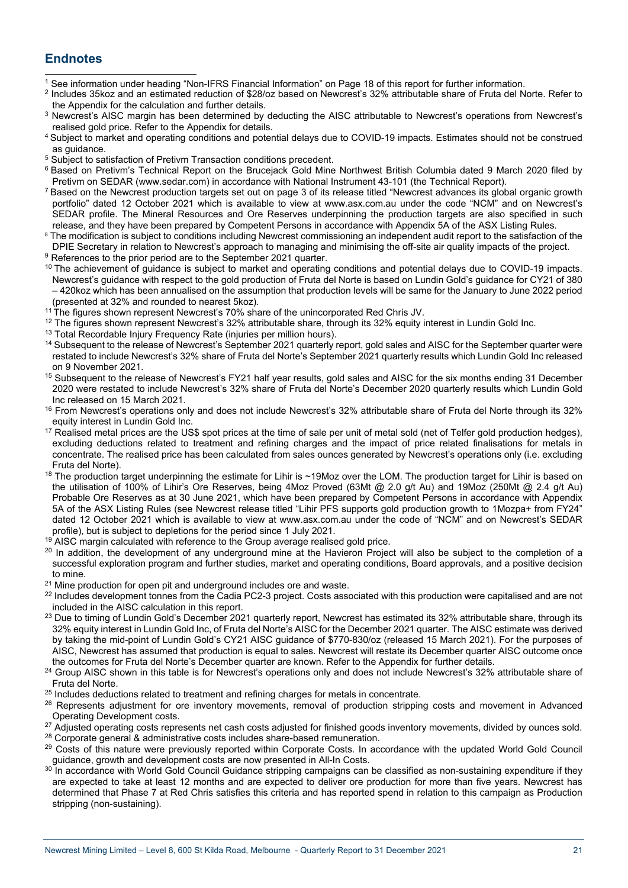## Endnotes

[1] See information under heading "Non-IFRS Financial Information" on Page 18 of this report for further information.

[2] Includes 35koz and an estimated reduction of $28/oz based on Newcrest's 32% attributable share of Fruta del Norte. Refer to the Appendix for the calculation and further details.

[3] Newcrest's AISC margin has been determined by deducting the AISC attributable to Newcrest's operations from Newcrest's realised gold price. Refer to the Appendix for details.

[4] Subject to market and operating conditions and potential delays due to COVID-19 impacts. Estimates should not be construed as guidance.

[5] Subject to satisfaction of Pretivm Transaction conditions precedent.

[6] Based on Pretivm's Technical Report on the Brucejack Gold Mine Northwest British Columbia dated 9 March 2020 filed by Pretivm on SEDAR (www.sedar.com) in accordance with National Instrument 43-101 (the Technical Report).

[7] Based on the Newcrest production targets set out on page 3 of its release titled "Newcrest advances its global organic growth portfolio" dated 12 October 2021 which is available to view at www.asx.com.au under the code "NCM" and on Newcrest's SEDAR profile. The Mineral Resources and Ore Reserves underpinning the production targets are also specified in such release, and they have been prepared by Competent Persons in accordance with Appendix 5A of the ASX Listing Rules.

[8] The modification is subject to conditions including Newcrest commissioning an independent audit report to the satisfaction of the DPIE Secretary in relation to Newcrest's approach to managing and minimising the off-site air quality impacts of the project.

[9] References to the prior period are to the September 2021 quarter.

[10] The achievement of guidance is subject to market and operating conditions and potential delays due to COVID-19 impacts. Newcrest's guidance with respect to the gold production of Fruta del Norte is based on Lundin Gold's guidance for CY21 of 380 – 420koz which has been annualised on the assumption that production levels will be same for the January to June 2022 period (presented at 32% and rounded to nearest 5koz).

[11] The figures shown represent Newcrest's 70% share of the unincorporated Red Chris JV.

[12] The figures shown represent Newcrest's 32% attributable share, through its 32% equity interest in Lundin Gold Inc.

[13] Total Recordable Injury Frequency Rate (injuries per million hours).

[14] Subsequent to the release of Newcrest's September 2021 quarterly report, gold sales and AISC for the September quarter were restated to include Newcrest's 32% share of Fruta del Norte's September 2021 quarterly results which Lundin Gold Inc released on 9 November 2021.

[15] Subsequent to the release of Newcrest's FY21 half year results, gold sales and AISC for the six months ending 31 December 2020 were restated to include Newcrest's 32% share of Fruta del Norte's December 2020 quarterly results which Lundin Gold Inc released on 15 March 2021.

[16] From Newcrest's operations only and does not include Newcrest's 32% attributable share of Fruta del Norte through its 32% equity interest in Lundin Gold Inc.

[17] Realised metal prices are the US$ spot prices at the time of sale per unit of metal sold (net of Telfer gold production hedges), excluding deductions related to treatment and refining charges and the impact of price related finalisations for metals in concentrate. The realised price has been calculated from sales ounces generated by Newcrest's operations only (i.e. excluding Fruta del Norte).

[18] The production target underpinning the estimate for Lihir is ~19Moz over the LOM. The production target for Lihir is based on the utilisation of 100% of Lihir's Ore Reserves, being 4Moz Proved (63Mt @ 2.0 g/t Au) and 19Moz (250Mt @ 2.4 g/t Au) Probable Ore Reserves as at 30 June 2021, which have been prepared by Competent Persons in accordance with Appendix 5A of the ASX Listing Rules (see Newcrest release titled "Lihir PFS supports gold production growth to 1Mozpa+ from FY24" dated 12 October 2021 which is available to view at www.asx.com.au under the code of "NCM" and on Newcrest's SEDAR profile), but is subject to depletions for the period since 1 July 2021.

[19] AISC margin calculated with reference to the Group average realised gold price.

[20] In addition, the development of any underground mine at the Havieron Project will also be subject to the completion of a successful exploration program and further studies, market and operating conditions, Board approvals, and a positive decision to mine.

[21] Mine production for open pit and underground includes ore and waste.

[22] Includes development tonnes from the Cadia PC2-3 project. Costs associated with this production were capitalised and are not included in the AISC calculation in this report.

[23] Due to timing of Lundin Gold's December 2021 quarterly report, Newcrest has estimated its 32% attributable share, through its 32% equity interest in Lundin Gold Inc, of Fruta del Norte's AISC for the December 2021 quarter. The AISC estimate was derived by taking the mid-point of Lundin Gold's CY21 AISC guidance of $770-830/oz (released 15 March 2021). For the purposes of AISC, Newcrest has assumed that production is equal to sales. Newcrest will restate its December quarter AISC outcome once the outcomes for Fruta del Norte's December quarter are known. Refer to the Appendix for further details.

[24] Group AISC shown in this table is for Newcrest's operations only and does not include Newcrest's 32% attributable share of Fruta del Norte.

[25] Includes deductions related to treatment and refining charges for metals in concentrate.

[26] Represents adjustment for ore inventory movements, removal of production stripping costs and movement in Advanced Operating Development costs.

[27] Adjusted operating costs represents net cash costs adjusted for finished goods inventory movements, divided by ounces sold.

[28] Corporate general & administrative costs includes share-based remuneration.

[29] Costs of this nature were previously reported within Corporate Costs. In accordance with the updated World Gold Council guidance, growth and development costs are now presented in All-In Costs.

[30] In accordance with World Gold Council Guidance stripping campaigns can be classified as non-sustaining expenditure if they are expected to take at least 12 months and are expected to deliver ore production for more than five years. Newcrest has determined that Phase 7 at Red Chris satisfies this criteria and has reported spend in relation to this campaign as Production stripping (non-sustaining).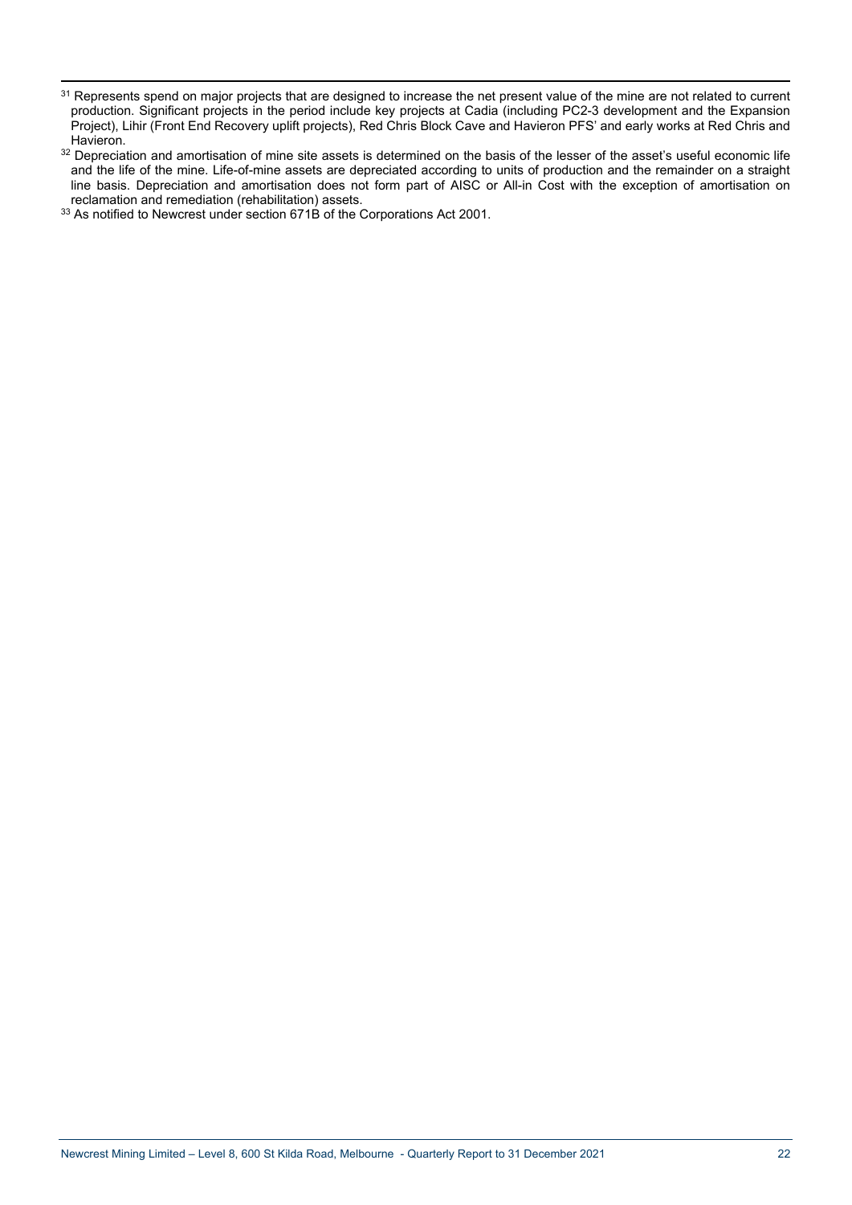[31] Represents spend on major projects that are designed to increase the net present value of the mine are not related to current production. Significant projects in the period include key projects at Cadia (including PC2-3 development and the Expansion Project), Lihir (Front End Recovery uplift projects), Red Chris Block Cave and Havieron PFS' and early works at Red Chris and Havieron.

[32] Depreciation and amortisation of mine site assets is determined on the basis of the lesser of the asset's useful economic life and the life of the mine. Life-of-mine assets are depreciated according to units of production and the remainder on a straight line basis. Depreciation and amortisation does not form part of AISC or All-in Cost with the exception of amortisation on reclamation and remediation (rehabilitation) assets.

[33] As notified to Newcrest under section 671B of the Corporations Act 2001.